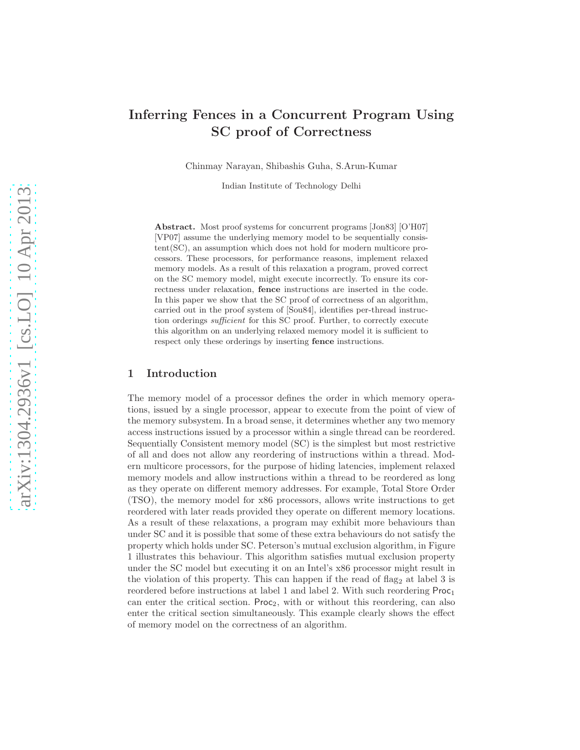# Inferring Fences in a Concurrent Program Using SC proof of Correctness

Chinmay Narayan, Shibashis Guha, S.Arun-Kumar

Indian Institute of Technology Delhi

**Abstract.** Most proof systems for concurrent programs [Jon83] [O'H07] [VP07] assume the underlying memory model to be sequentially consistent(SC), an assumption which does not hold for modern multicore processors. These processors, for performance reasons, implement relaxed memory models. As a result of this relaxation a program, proved correct on the SC memory model, might execute incorrectly. To ensure its correctness under relaxation, **fence** instructions are inserted in the code. In this paper we show that the SC proof of correctness of an algorithm, carried out in the proof system of [Sou84], identifies per-thread instruction orderings *sufficient* for this SC proof. Further, to correctly execute this algorithm on an underlying relaxed memory model it is sufficient to respect only these orderings by inserting **fence** instructions.

## 1 Introduction

The memory model of a processor defines the order in which memory operations, issued by a single processor, appear to execute from the point of view of the memory subsystem. In a broad sense, it determines whether any two memory access instructions issued by a processor within a single thread can be reordered. Sequentially Consistent memory model (SC) is the simplest but most restrictive of all and does not allow any reordering of instructions within a thread. Modern multicore processors, for the purpose of hiding latencies, implement relaxed memory models and allow instructions within a thread to be reordered as long as they operate on different memory addresses. For example, Total Store Order (TSO), the memory model for x86 processors, allows write instructions to get reordered with later reads provided they operate on different memory locations. As a result of these relaxations, a program may exhibit more behaviours than under SC and it is possible that some of these extra behaviours do not satisfy the property which holds under SC. Peterson's mutual exclusion algorithm, in Figure 1 illustrates this behaviour. This algorithm satisfies mutual exclusion property under the SC model but executing it on an Intel's x86 processor might result in the violation of this property. This can happen if the read of $\text{flag}_2$ at label 3 is reordered before instructions at label 1 and label 2. With such reordering $\text{Proc}_1$ can enter the critical section. $\text{Proc}_2$, with or without this reordering, can also enter the critical section simultaneously. This example clearly shows the effect of memory model on the correctness of an algorithm.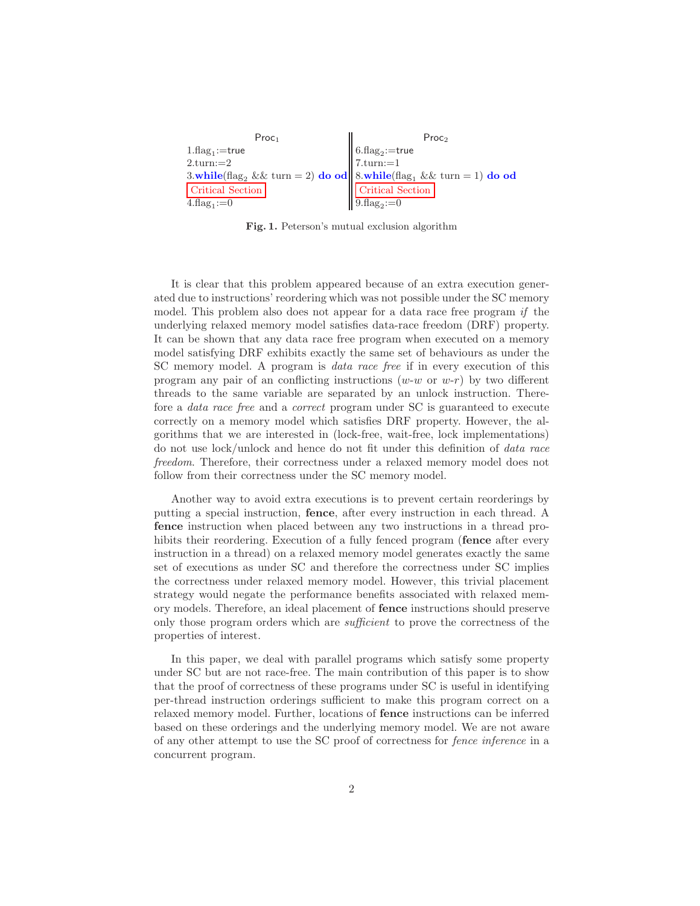| $\mathsf{Proc}_1$ | $\mathsf{Proc}_2$ |
|---|---|
| 1.$flag_1$:=true | 6.$flag_2$:=true |
| 2.turn:=2 | 7.turn:=1 |
| 3.**while**($flag_2$ && turn = 2) **do od** | 8.**while**($flag_1$ && turn = 1) **do od** |
| Critical Section | Critical Section |
| 4.$flag_1$:=0 | 9.$flag_2$:=0 |

**Fig. 1.** Peterson's mutual exclusion algorithm

It is clear that this problem appeared because of an extra execution generated due to instructions' reordering which was not possible under the SC memory model. This problem also does not appear for a data race free program *if* the underlying relaxed memory model satisfies data-race freedom (DRF) property. It can be shown that any data race free program when executed on a memory model satisfying DRF exhibits exactly the same set of behaviours as under the SC memory model. A program is *data race free* if in every execution of this program any pair of an conflicting instructions (*w*-*w* or *w*-*r*) by two different threads to the same variable are separated by an unlock instruction. Therefore a *data race free* and a *correct* program under SC is guaranteed to execute correctly on a memory model which satisfies DRF property. However, the algorithms that we are interested in (lock-free, wait-free, lock implementations) do not use lock/unlock and hence do not fit under this definition of *data race freedom*. Therefore, their correctness under a relaxed memory model does not follow from their correctness under the SC memory model.

Another way to avoid extra executions is to prevent certain reorderings by putting a special instruction, **fence**, after every instruction in each thread. A **fence** instruction when placed between any two instructions in a thread prohibits their reordering. Execution of a fully fenced program (**fence** after every instruction in a thread) on a relaxed memory model generates exactly the same set of executions as under SC and therefore the correctness under SC implies the correctness under relaxed memory model. However, this trivial placement strategy would negate the performance benefits associated with relaxed memory models. Therefore, an ideal placement of **fence** instructions should preserve only those program orders which are *sufficient* to prove the correctness of the properties of interest.

In this paper, we deal with parallel programs which satisfy some property under SC but are not race-free. The main contribution of this paper is to show that the proof of correctness of these programs under SC is useful in identifying per-thread instruction orderings sufficient to make this program correct on a relaxed memory model. Further, locations of **fence** instructions can be inferred based on these orderings and the underlying memory model. We are not aware of any other attempt to use the SC proof of correctness for *fence inference* in a concurrent program.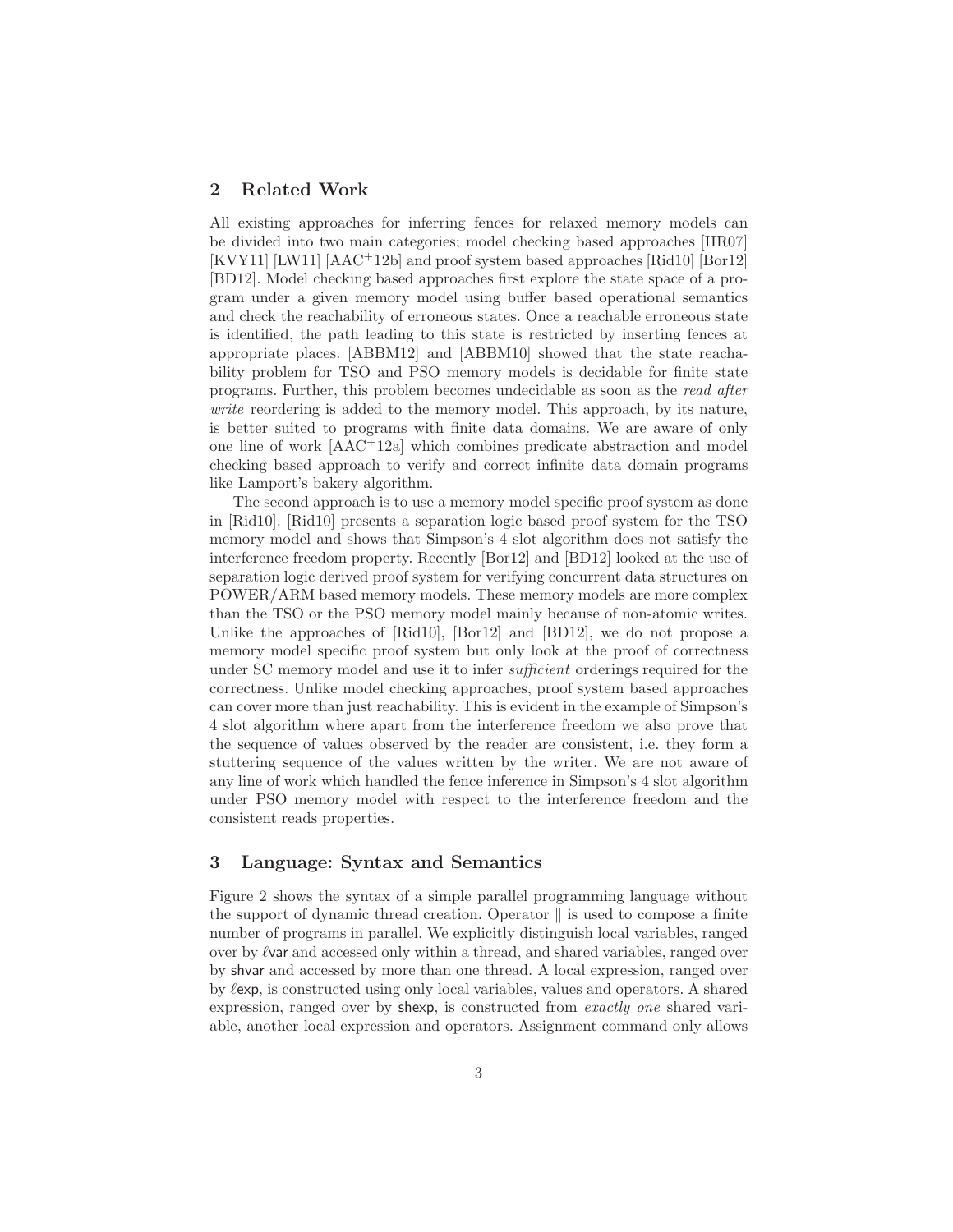## 2 Related Work

All existing approaches for inferring fences for relaxed memory models can be divided into two main categories; model checking based approaches [HR07] [KVY11] [LW11] [AAC$^+$12b] and proof system based approaches [Rid10] [Bor12] [BD12]. Model checking based approaches first explore the state space of a program under a given memory model using buffer based operational semantics and check the reachability of erroneous states. Once a reachable erroneous state is identified, the path leading to this state is restricted by inserting fences at appropriate places. [ABBM12] and [ABBM10] showed that the state reachability problem for TSO and PSO memory models is decidable for finite state programs. Further, this problem becomes undecidable as soon as the *read after write* reordering is added to the memory model. This approach, by its nature, is better suited to programs with finite data domains. We are aware of only one line of work [AAC$^+$12a] which combines predicate abstraction and model checking based approach to verify and correct infinite data domain programs like Lamport's bakery algorithm.

The second approach is to use a memory model specific proof system as done in [Rid10]. [Rid10] presents a separation logic based proof system for the TSO memory model and shows that Simpson's 4 slot algorithm does not satisfy the interference freedom property. Recently [Bor12] and [BD12] looked at the use of separation logic derived proof system for verifying concurrent data structures on POWER/ARM based memory models. These memory models are more complex than the TSO or the PSO memory model mainly because of non-atomic writes. Unlike the approaches of [Rid10], [Bor12] and [BD12], we do not propose a memory model specific proof system but only look at the proof of correctness under SC memory model and use it to infer *sufficient* orderings required for the correctness. Unlike model checking approaches, proof system based approaches can cover more than just reachability. This is evident in the example of Simpson's 4 slot algorithm where apart from the interference freedom we also prove that the sequence of values observed by the reader are consistent, i.e. they form a stuttering sequence of the values written by the writer. We are not aware of any line of work which handled the fence inference in Simpson's 4 slot algorithm under PSO memory model with respect to the interference freedom and the consistent reads properties.

## 3 Language: Syntax and Semantics

Figure 2 shows the syntax of a simple parallel programming language without the support of dynamic thread creation. Operator $\|$ is used to compose a finite number of programs in parallel. We explicitly distinguish local variables, ranged over by $\ell\mathsf{var}$ and accessed only within a thread, and shared variables, ranged over by $\mathsf{shvar}$ and accessed by more than one thread. A local expression, ranged over by $\ell\mathsf{exp}$, is constructed using only local variables, values and operators. A shared expression, ranged over by $\mathsf{shexp}$, is constructed from *exactly one* shared variable, another local expression and operators. Assignment command only allows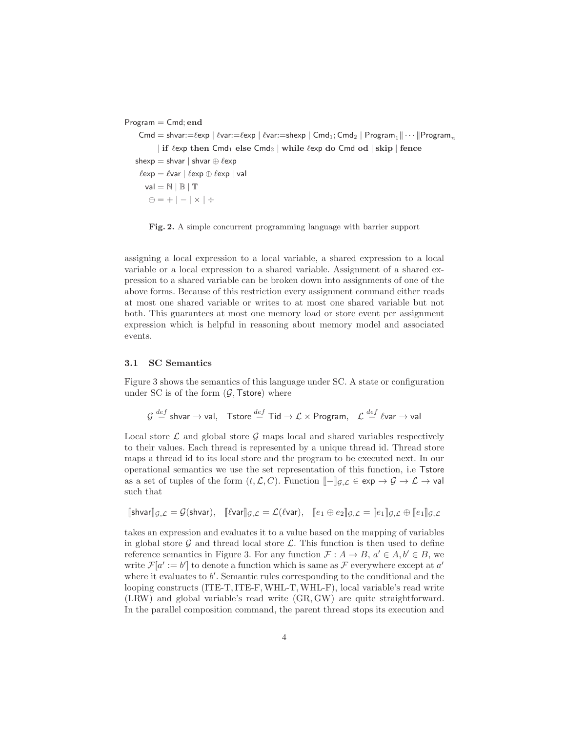$$
\begin{aligned}
\mathsf{Program} &= \mathsf{Cmd}; \textbf{end} \\
\mathsf{Cmd} &= \mathsf{shvar}{:=}\ell\mathsf{exp} \mid \ell\mathsf{var}{:=}\ell\mathsf{exp} \mid \ell\mathsf{var}{:=}\mathsf{shexp} \mid \mathsf{Cmd}_1; \mathsf{Cmd}_2 \mid \mathsf{Program}_1 \| \cdots \| \mathsf{Program}_n \\
&\quad \mid \textbf{if } \ell\mathsf{exp} \textbf{ then } \mathsf{Cmd}_1 \textbf{ else } \mathsf{Cmd}_2 \mid \textbf{while } \ell\mathsf{exp} \textbf{ do } \mathsf{Cmd} \textbf{ od} \mid \textbf{skip} \mid \textbf{fence} \\
\mathsf{shexp} &= \mathsf{shvar} \mid \mathsf{shvar} \oplus \ell\mathsf{exp} \\
\ell\mathsf{exp} &= \ell\mathsf{var} \mid \ell\mathsf{exp} \oplus \ell\mathsf{exp} \mid \mathsf{val} \\
\mathsf{val} &= \mathbb{N} \mid \mathbb{B} \mid \mathbb{T} \\
\oplus &= + \mid - \mid \times \mid \div
\end{aligned}
$$

**Fig. 2.** A simple concurrent programming language with barrier support

assigning a local expression to a local variable, a shared expression to a local variable or a local expression to a shared variable. Assignment of a shared expression to a shared variable can be broken down into assignments of one of the above forms. Because of this restriction every assignment command either reads at most one shared variable or writes to at most one shared variable but not both. This guarantees at most one memory load or store event per assignment expression which is helpful in reasoning about memory model and associated events.

### 3.1 SC Semantics

Figure 3 shows the semantics of this language under SC. A state or configuration under SC is of the form $(\mathcal{G}, \mathsf{Tstore})$ where

$$\mathcal{G} \stackrel{def}{=} \mathsf{shvar} \rightarrow \mathsf{val}, \quad \mathsf{Tstore} \stackrel{def}{=} \mathsf{Tid} \rightarrow \mathcal{L} \times \mathsf{Program}, \quad \mathcal{L} \stackrel{def}{=} \ell\mathsf{var} \rightarrow \mathsf{val}$$

Local store $\mathcal{L}$ and global store $\mathcal{G}$ maps local and shared variables respectively to their values. Each thread is represented by a unique thread id. Thread store maps a thread id to its local store and the program to be executed next. In our operational semantics we use the set representation of this function, i.e $\mathsf{Tstore}$ as a set of tuples of the form $(t, \mathcal{L}, C)$. Function $[\![-]\!]_{\mathcal{G},\mathcal{L}} \in \mathsf{exp} \rightarrow \mathcal{G} \rightarrow \mathcal{L} \rightarrow \mathsf{val}$ such that

$$[\![\mathsf{shvar}]\!]_{\mathcal{G},\mathcal{L}} = \mathcal{G}(\mathsf{shvar}), \quad [\![\ell\mathsf{var}]\!]_{\mathcal{G},\mathcal{L}} = \mathcal{L}(\ell\mathsf{var}), \quad [\![e_1 \oplus e_2]\!]_{\mathcal{G},\mathcal{L}} = [\![e_1]\!]_{\mathcal{G},\mathcal{L}} \oplus [\![e_1]\!]_{\mathcal{G},\mathcal{L}}$$

takes an expression and evaluates it to a value based on the mapping of variables in global store $\mathcal{G}$ and thread local store $\mathcal{L}$. This function is then used to define reference semantics in Figure 3. For any function $\mathcal{F} : A \rightarrow B$, $a' \in A, b' \in B$, we write $\mathcal{F}[a' := b']$ to denote a function which is same as $\mathcal{F}$ everywhere except at $a'$ where it evaluates to $b'$. Semantic rules corresponding to the conditional and the looping constructs (ITE-T, ITE-F, WHL-T, WHL-F), local variable's read write (LRW) and global variable's read write (GR, GW) are quite straightforward. In the parallel composition command, the parent thread stops its execution and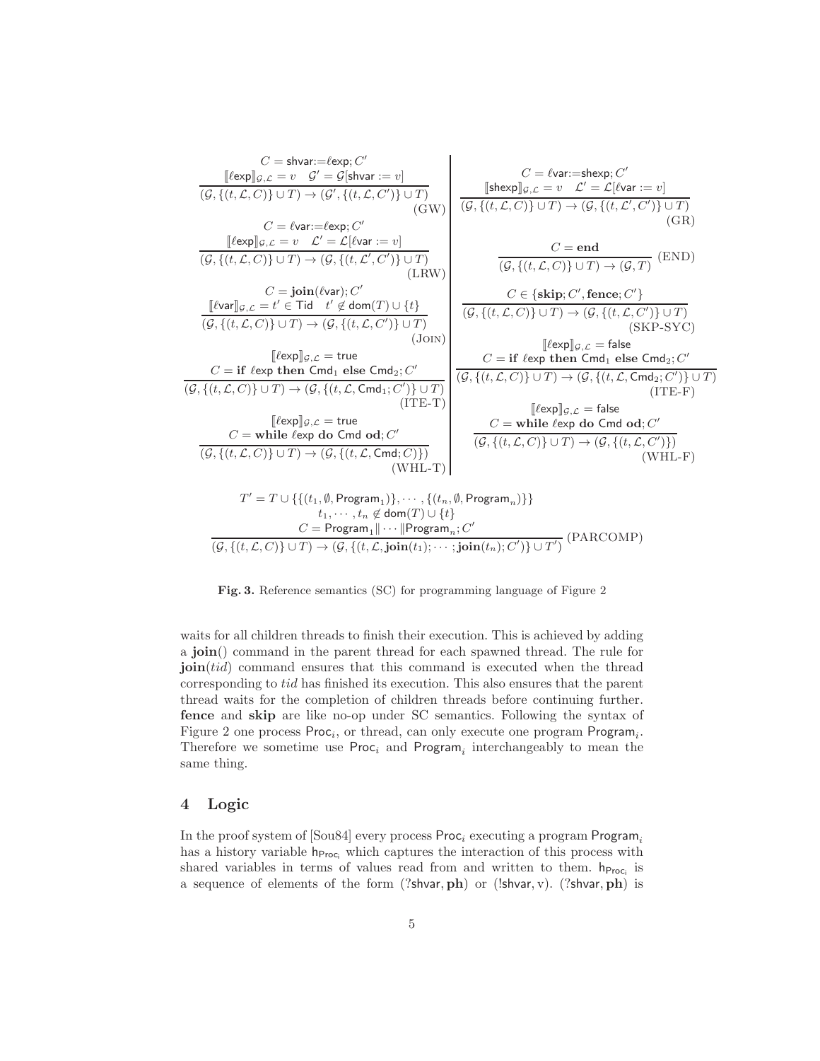$$\frac{\begin{array}{c} C = \mathsf{shvar}{:=}\ell\mathsf{exp}; C' \\ [\![\ell\mathsf{exp}]\!]_{\mathcal{G},\mathcal{L}} = v \quad \mathcal{G}' = \mathcal{G}[\mathsf{shvar} := v] \end{array}}{(\mathcal{G}, \{(t, \mathcal{L}, C)\} \cup T) \to (\mathcal{G}', \{(t, \mathcal{L}, C')\} \cup T)} \text{ (GW)}$$

$$\frac{\begin{array}{c} C = \ell\mathsf{var}{:=}\mathsf{shexp}; C' \\ [\![\mathsf{shexp}]\!]_{\mathcal{G},\mathcal{L}} = v \quad \mathcal{L}' = \mathcal{L}[\ell\mathsf{var} := v] \end{array}}{(\mathcal{G}, \{(t, \mathcal{L}, C)\} \cup T) \to (\mathcal{G}, \{(t, \mathcal{L}', C')\} \cup T)} \text{ (GR)}$$

$$\frac{\begin{array}{c} C = \ell\mathsf{var}{:=}\ell\mathsf{exp}; C' \\ [\![\ell\mathsf{exp}]\!]_{\mathcal{G},\mathcal{L}} = v \quad \mathcal{L}' = \mathcal{L}[\ell\mathsf{var} := v] \end{array}}{(\mathcal{G}, \{(t, \mathcal{L}, C)\} \cup T) \to (\mathcal{G}, \{(t, \mathcal{L}', C')\} \cup T)} \text{ (LRW)}$$

$$\frac{C = \mathbf{end}}{(\mathcal{G}, \{(t, \mathcal{L}, C)\} \cup T) \to (\mathcal{G}, T)} \text{ (END)}$$

$$\frac{\begin{array}{c} C = \mathbf{join}(\ell\mathsf{var}); C' \\ [\![\ell\mathsf{var}]\!]_{\mathcal{G},\mathcal{L}} = t' \in \mathsf{Tid} \quad t' \notin \mathsf{dom}(T) \cup \{t\} \end{array}}{(\mathcal{G}, \{(t, \mathcal{L}, C)\} \cup T) \to (\mathcal{G}, \{(t, \mathcal{L}, C')\} \cup T)} \text{ (JOIN)}$$

$$\frac{C \in \{\mathbf{skip}; C', \mathbf{fence}; C'\}}{(\mathcal{G}, \{(t, \mathcal{L}, C)\} \cup T) \to (\mathcal{G}, \{(t, \mathcal{L}, C')\} \cup T)} \text{ (SKP-SYC)}$$

$$\frac{\begin{array}{c} [\![\ell\mathsf{exp}]\!]_{\mathcal{G},\mathcal{L}} = \mathsf{true} \\ C = \mathbf{if}\ \ell\mathsf{exp}\ \mathbf{then}\ \mathsf{Cmd}_1\ \mathbf{else}\ \mathsf{Cmd}_2; C' \end{array}}{(\mathcal{G}, \{(t, \mathcal{L}, C)\} \cup T) \to (\mathcal{G}, \{(t, \mathcal{L}, \mathsf{Cmd}_1; C')\} \cup T)} \text{ (ITE-T)}$$

$$\frac{\begin{array}{c} [\![\ell\mathsf{exp}]\!]_{\mathcal{G},\mathcal{L}} = \mathsf{false} \\ C = \mathbf{if}\ \ell\mathsf{exp}\ \mathbf{then}\ \mathsf{Cmd}_1\ \mathbf{else}\ \mathsf{Cmd}_2; C' \end{array}}{(\mathcal{G}, \{(t, \mathcal{L}, C)\} \cup T) \to (\mathcal{G}, \{(t, \mathcal{L}, \mathsf{Cmd}_2; C')\} \cup T)} \text{ (ITE-F)}$$

$$\frac{\begin{array}{c} [\![\ell\mathsf{exp}]\!]_{\mathcal{G},\mathcal{L}} = \mathsf{true} \\ C = \mathbf{while}\ \ell\mathsf{exp}\ \mathbf{do}\ \mathsf{Cmd}\ \mathbf{od}; C' \end{array}}{(\mathcal{G}, \{(t, \mathcal{L}, C)\} \cup T) \to (\mathcal{G}, \{(t, \mathcal{L}, \mathsf{Cmd}; C)\})} \text{ (WHL-T)}$$

$$\frac{\begin{array}{c} [\![\ell\mathsf{exp}]\!]_{\mathcal{G},\mathcal{L}} = \mathsf{false} \\ C = \mathbf{while}\ \ell\mathsf{exp}\ \mathbf{do}\ \mathsf{Cmd}\ \mathbf{od}; C' \end{array}}{(\mathcal{G}, \{(t, \mathcal{L}, C)\} \cup T) \to (\mathcal{G}, \{(t, \mathcal{L}, C')\})} \text{ (WHL-F)}$$

$$\frac{\begin{array}{c} T' = T \cup \{\{(t_1, \emptyset, \mathsf{Program}_1)\}, \cdots, \{(t_n, \emptyset, \mathsf{Program}_n)\}\} \\ t_1, \cdots, t_n \notin \mathsf{dom}(T) \cup \{t\} \\ C = \mathsf{Program}_1 \| \cdots \| \mathsf{Program}_n; C' \end{array}}{(\mathcal{G}, \{(t, \mathcal{L}, C)\} \cup T) \to (\mathcal{G}, \{(t, \mathcal{L}, \mathbf{join}(t_1); \cdots; \mathbf{join}(t_n); C')\} \cup T')} \text{ (PARCOMP)}$$

**Fig. 3.** Reference semantics (SC) for programming language of Figure 2

waits for all children threads to finish their execution. This is achieved by adding a **join**() command in the parent thread for each spawned thread. The rule for **join**(*tid*) command ensures that this command is executed when the thread corresponding to *tid* has finished its execution. This also ensures that the parent thread waits for the completion of children threads before continuing further. **fence** and **skip** are like no-op under SC semantics. Following the syntax of Figure 2 one process $\mathsf{Proc}_i$, or thread, can only execute one program $\mathsf{Program}_i$. Therefore we sometime use $\mathsf{Proc}_i$ and $\mathsf{Program}_i$ interchangeably to mean the same thing.

## 4 Logic

In the proof system of [Sou84] every process $\mathsf{Proc}_i$ executing a program $\mathsf{Program}_i$ has a history variable $\mathsf{h}_{\mathsf{Proc}_i}$ which captures the interaction of this process with shared variables in terms of values read from and written to them. $\mathsf{h}_{\mathsf{Proc}_i}$ is a sequence of elements of the form $(?\mathsf{shvar}, \mathbf{ph})$ or $(!\mathsf{shvar}, \mathrm{v})$. $(?\mathsf{shvar}, \mathbf{ph})$ is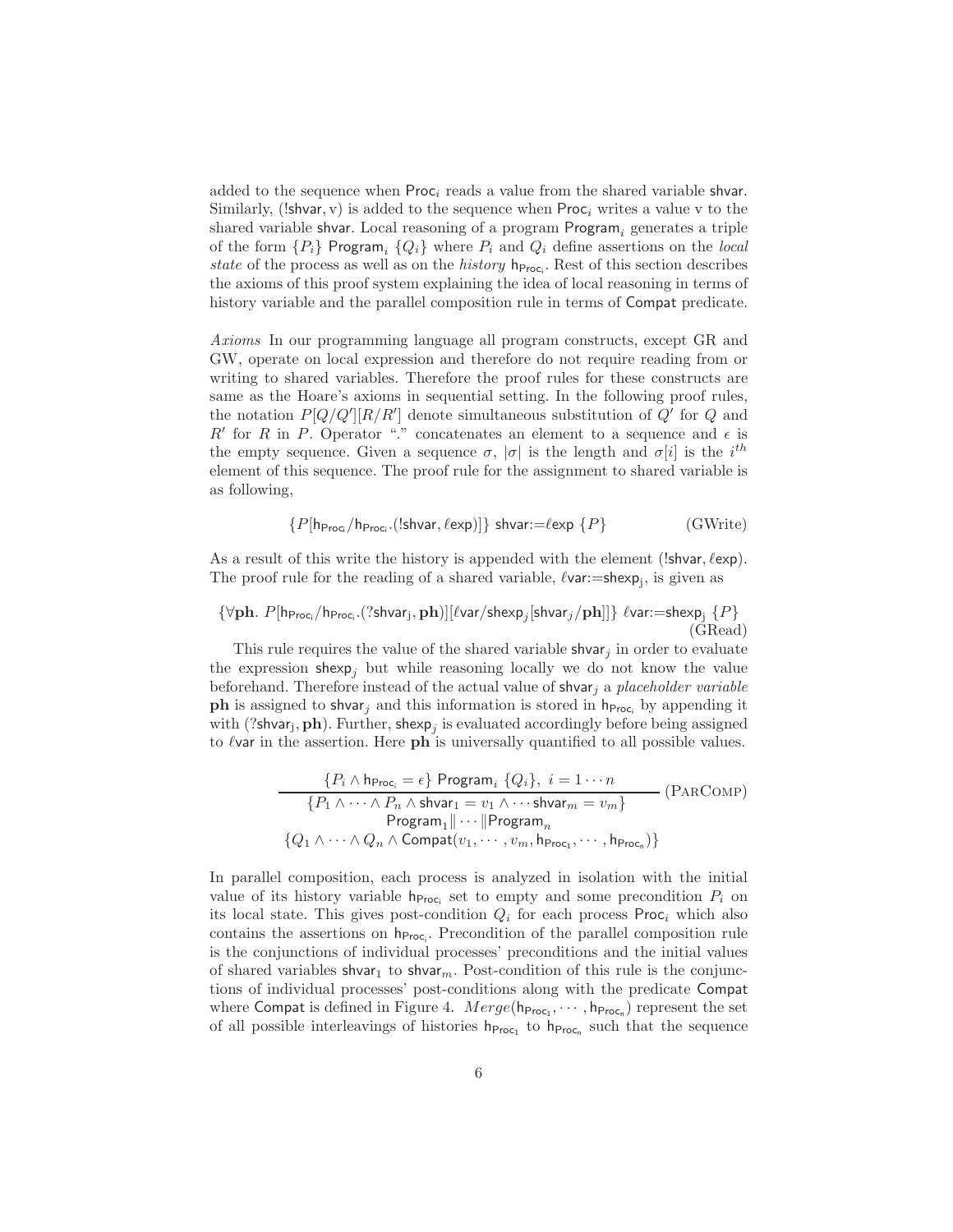added to the sequence when $\mathsf{Proc}_i$ reads a value from the shared variable $\mathsf{shvar}$. Similarly, $(!\mathsf{shvar}, \mathrm{v})$ is added to the sequence when $\mathsf{Proc}_i$ writes a value v to the shared variable $\mathsf{shvar}$. Local reasoning of a program $\mathsf{Program}_i$ generates a triple of the form $\{P_i\}$ $\mathsf{Program}_i$ $\{Q_i\}$ where $P_i$ and $Q_i$ define assertions on the *local state* of the process as well as on the *history* $\mathsf{h}_{\mathsf{Proc}_i}$. Rest of this section describes the axioms of this proof system explaining the idea of local reasoning in terms of history variable and the parallel composition rule in terms of $\mathsf{Compat}$ predicate.

*Axioms* In our programming language all program constructs, except GR and GW, operate on local expression and therefore do not require reading from or writing to shared variables. Therefore the proof rules for these constructs are same as the Hoare's axioms in sequential setting. In the following proof rules, the notation $P[Q/Q'][R/R']$ denote simultaneous substitution of $Q'$ for $Q$ and $R'$ for $R$ in $P$. Operator "." concatenates an element to a sequence and $\epsilon$ is the empty sequence. Given a sequence $\sigma$, $|\sigma|$ is the length and $\sigma[i]$ is the $i^{th}$ element of this sequence. The proof rule for the assignment to shared variable is as following,

$$\{P[\mathsf{h}_{\mathsf{Proc}_i}/\mathsf{h}_{\mathsf{Proc}_i}.(!\mathsf{shvar}, \ell\mathsf{exp})]\}\ \mathsf{shvar}{:=}\ell\mathsf{exp}\ \{P\} \qquad \text{(GWrite)}$$

As a result of this write the history is appended with the element $(!\mathsf{shvar}, \ell\mathsf{exp})$. The proof rule for the reading of a shared variable, $\ell\mathsf{var}{:=}\mathsf{shexp}_j$, is given as

$$\{\forall \mathbf{ph}.\ P[\mathsf{h}_{\mathsf{Proc}_i}/\mathsf{h}_{\mathsf{Proc}_i}.(?\mathsf{shvar}_j, \mathbf{ph})][\ell\mathsf{var}/\mathsf{shexp}_j[\mathsf{shvar}_j/\mathbf{ph}]]\}\ \ell\mathsf{var}{:=}\mathsf{shexp}_j\ \{P\} \qquad \text{(GRead)}$$

This rule requires the value of the shared variable $\mathsf{shvar}_j$ in order to evaluate the expression $\mathsf{shexp}_j$ but while reasoning locally we do not know the value beforehand. Therefore instead of the actual value of $\mathsf{shvar}_j$ a *placeholder variable* $\mathbf{ph}$ is assigned to $\mathsf{shvar}_j$ and this information is stored in $\mathsf{h}_{\mathsf{Proc}_i}$ by appending it with $(?\mathsf{shvar}_j, \mathbf{ph})$. Further, $\mathsf{shexp}_j$ is evaluated accordingly before being assigned to $\ell\mathsf{var}$ in the assertion. Here $\mathbf{ph}$ is universally quantified to all possible values.

$$\frac{\{P_i \wedge \mathsf{h}_{\mathsf{Proc}_i} = \epsilon\}\ \mathsf{Program}_i\ \{Q_i\},\ i = 1 \cdots n}{\begin{array}{c}\{P_1 \wedge \cdots \wedge P_n \wedge \mathsf{shvar}_1 = v_1 \wedge \cdots \mathsf{shvar}_m = v_m\} \\ \mathsf{Program}_1 \| \cdots \| \mathsf{Program}_n \\ \{Q_1 \wedge \cdots \wedge Q_n \wedge \mathsf{Compat}(v_1, \cdots, v_m, \mathsf{h}_{\mathsf{Proc}_1}, \cdots, \mathsf{h}_{\mathsf{Proc}_n})\}\end{array}} \ \text{(ParComp)}$$

In parallel composition, each process is analyzed in isolation with the initial value of its history variable $\mathsf{h}_{\mathsf{Proc}_i}$ set to empty and some precondition $P_i$ on its local state. This gives post-condition $Q_i$ for each process $\mathsf{Proc}_i$ which also contains the assertions on $\mathsf{h}_{\mathsf{Proc}_i}$. Precondition of the parallel composition rule is the conjunctions of individual processes' preconditions and the initial values of shared variables $\mathsf{shvar}_1$ to $\mathsf{shvar}_m$. Post-condition of this rule is the conjunctions of individual processes' post-conditions along with the predicate $\mathsf{Compat}$ where $\mathsf{Compat}$ is defined in Figure 4. $Merge(\mathsf{h}_{\mathsf{Proc}_1}, \cdots, \mathsf{h}_{\mathsf{Proc}_n})$ represent the set of all possible interleavings of histories $\mathsf{h}_{\mathsf{Proc}_1}$ to $\mathsf{h}_{\mathsf{Proc}_n}$ such that the sequence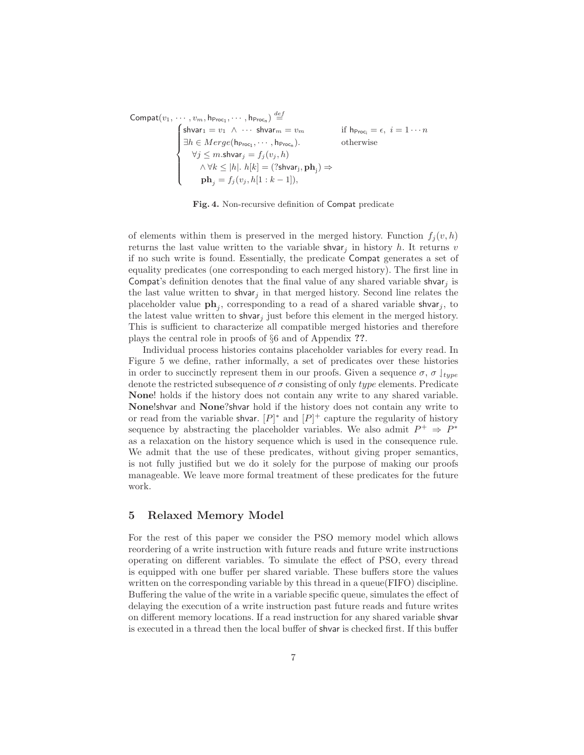$$
\mathsf{Compat}(v_1, \cdots, v_m, \mathsf{h}_{\mathsf{Proc_1}}, \cdots, \mathsf{h}_{\mathsf{Proc_n}}) \stackrel{def}{=}
\begin{cases}
\mathsf{shvar}_1 = v_1 \ \wedge \ \cdots \ \mathsf{shvar}_m = v_m & \text{if } \mathsf{h}_{\mathsf{Proc_i}} = \epsilon, \ i = 1 \cdots n \\
\exists h \in Merge(\mathsf{h}_{\mathsf{Proc_1}}, \cdots, \mathsf{h}_{\mathsf{Proc_n}}). & \text{otherwise} \\
\quad \forall j \leq m. \mathsf{shvar}_j = f_j(v_j, h) & \\
\quad\quad \wedge \forall k \leq |h|. \ h[k] = (?\mathsf{shvar_j}, \mathbf{ph}_j) \Rightarrow & \\
\quad\quad \mathbf{ph}_j = f_j(v_j, h[1 : k-1]), &
\end{cases}
$$

**Fig. 4.** Non-recursive definition of Compat predicate

of elements within them is preserved in the merged history. Function $f_j(v, h)$ returns the last value written to the variable $\mathsf{shvar}_j$ in history $h$. It returns $v$ if no such write is found. Essentially, the predicate Compat generates a set of equality predicates (one corresponding to each merged history). The first line in Compat's definition denotes that the final value of any shared variable $\mathsf{shvar}_j$ is the last value written to $\mathsf{shvar}_j$ in that merged history. Second line relates the placeholder value $\mathbf{ph}_j$, corresponding to a read of a shared variable $\mathsf{shvar}_j$, to the latest value written to $\mathsf{shvar}_j$ just before this element in the merged history. This is sufficient to characterize all compatible merged histories and therefore plays the central role in proofs of §6 and of Appendix **??**.

Individual process histories contains placeholder variables for every read. In Figure 5 we define, rather informally, a set of predicates over these histories in order to succinctly represent them in our proofs. Given a sequence $\sigma$, $\sigma \downarrow_{type}$ denote the restricted subsequence of $\sigma$ consisting of only *type* elements. Predicate **None**! holds if the history does not contain any write to any shared variable. **None**!shvar and **None**?shvar hold if the history does not contain any write to or read from the variable shvar. $[P]^*$ and $[P]^+$ capture the regularity of history sequence by abstracting the placeholder variables. We also admit $P^+ \Rightarrow P^*$ as a relaxation on the history sequence which is used in the consequence rule. We admit that the use of these predicates, without giving proper semantics, is not fully justified but we do it solely for the purpose of making our proofs manageable. We leave more formal treatment of these predicates for the future work.

## 5 Relaxed Memory Model

For the rest of this paper we consider the PSO memory model which allows reordering of a write instruction with future reads and future write instructions operating on different variables. To simulate the effect of PSO, every thread is equipped with one buffer per shared variable. These buffers store the values written on the corresponding variable by this thread in a queue(FIFO) discipline. Buffering the value of the write in a variable specific queue, simulates the effect of delaying the execution of a write instruction past future reads and future writes on different memory locations. If a read instruction for any shared variable shvar is executed in a thread then the local buffer of shvar is checked first. If this buffer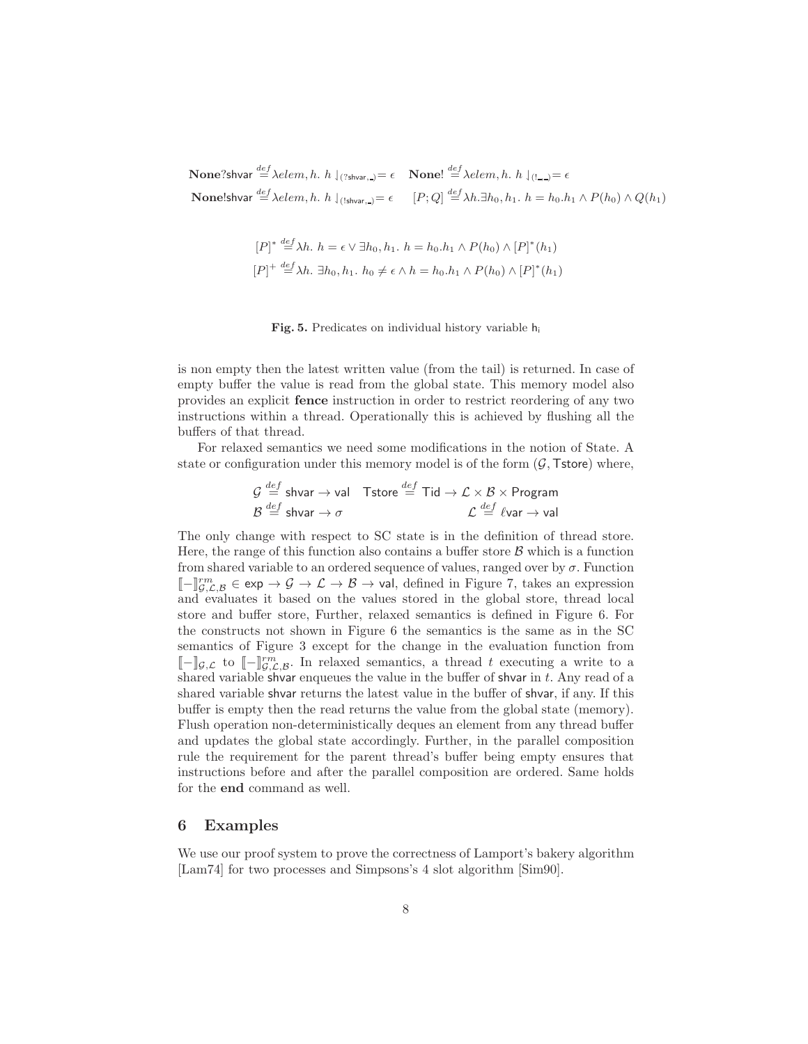$$\mathbf{None}?\mathsf{shvar} \stackrel{def}{=} \lambda elem, h.\ h\downarrow_{(?\mathsf{shvar},\_)} = \epsilon \quad \mathbf{None}! \stackrel{def}{=} \lambda elem, h.\ h\downarrow_{(!\_\_)} = \epsilon$$

$$\mathbf{None}!\mathsf{shvar} \stackrel{def}{=} \lambda elem, h.\ h\downarrow_{(!\mathsf{shvar},\_)} = \epsilon \qquad [P;Q] \stackrel{def}{=} \lambda h. \exists h_0, h_1.\ h = h_0.h_1 \wedge P(h_0) \wedge Q(h_1)$$

$$[P]^* \stackrel{def}{=} \lambda h.\ h = \epsilon \vee \exists h_0, h_1.\ h = h_0.h_1 \wedge P(h_0) \wedge [P]^*(h_1)$$

$$[P]^+ \stackrel{def}{=} \lambda h.\ \exists h_0, h_1.\ h_0 \neq \epsilon \wedge h = h_0.h_1 \wedge P(h_0) \wedge [P]^*(h_1)$$

**Fig. 5.** Predicates on individual history variable $\mathsf{h_i}$

is non empty then the latest written value (from the tail) is returned. In case of empty buffer the value is read from the global state. This memory model also provides an explicit **fence** instruction in order to restrict reordering of any two instructions within a thread. Operationally this is achieved by flushing all the buffers of that thread.

For relaxed semantics we need some modifications in the notion of State. A state or configuration under this memory model is of the form $(\mathcal{G}, \mathsf{Tstore})$ where,

$$\mathcal{G} \stackrel{def}{=} \mathsf{shvar} \rightarrow \mathsf{val} \quad \mathsf{Tstore} \stackrel{def}{=} \mathsf{Tid} \rightarrow \mathcal{L} \times \mathcal{B} \times \mathsf{Program}$$

$$\mathcal{B} \stackrel{def}{=} \mathsf{shvar} \rightarrow \sigma \qquad\qquad \mathcal{L} \stackrel{def}{=} \ell\mathsf{var} \rightarrow \mathsf{val}$$

The only change with respect to SC state is in the definition of thread store. Here, the range of this function also contains a buffer store $\mathcal{B}$ which is a function from shared variable to an ordered sequence of values, ranged over by $\sigma$. Function $[\![-]\!]^{rm}_{\mathcal{G},\mathcal{L},\mathcal{B}} \in \mathsf{exp} \rightarrow \mathcal{G} \rightarrow \mathcal{L} \rightarrow \mathcal{B} \rightarrow \mathsf{val}$, defined in Figure 7, takes an expression and evaluates it based on the values stored in the global store, thread local store and buffer store, Further, relaxed semantics is defined in Figure 6. For the constructs not shown in Figure 6 the semantics is the same as in the SC semantics of Figure 3 except for the change in the evaluation function from $[\![-]\!]_{\mathcal{G},\mathcal{L}}$ to $[\![-]\!]^{rm}_{\mathcal{G},\mathcal{L},\mathcal{B}}$. In relaxed semantics, a thread $t$ executing a write to a shared variable $\mathsf{shvar}$ enqueues the value in the buffer of $\mathsf{shvar}$ in $t$. Any read of a shared variable $\mathsf{shvar}$ returns the latest value in the buffer of $\mathsf{shvar}$, if any. If this buffer is empty then the read returns the value from the global state (memory). Flush operation non-deterministically deques an element from any thread buffer and updates the global state accordingly. Further, in the parallel composition rule the requirement for the parent thread's buffer being empty ensures that instructions before and after the parallel composition are ordered. Same holds for the **end** command as well.

## 6 Examples

We use our proof system to prove the correctness of Lamport's bakery algorithm [Lam74] for two processes and Simpsons's 4 slot algorithm [Sim90].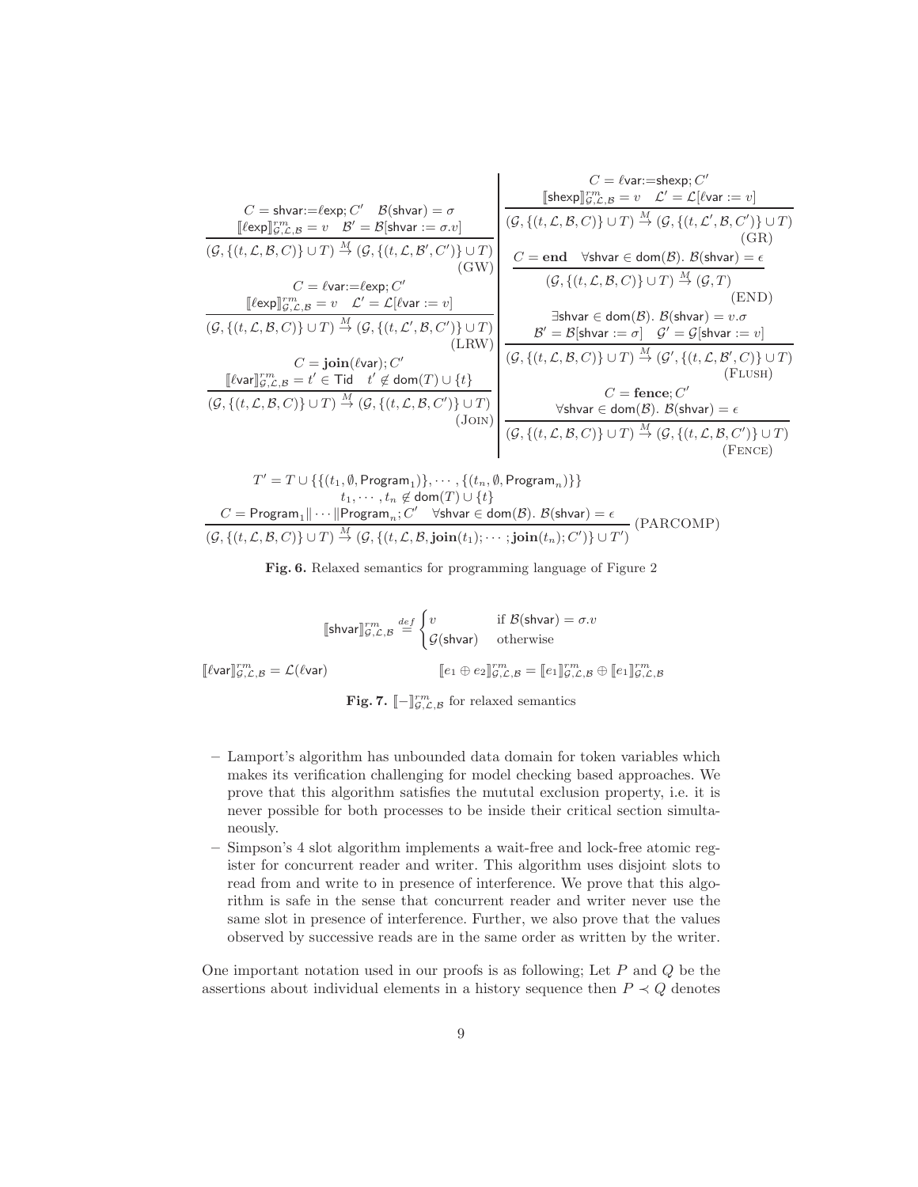$$\frac{C = \mathsf{shvar}{:=}\ell\mathsf{exp};C' \quad \mathcal{B}(\mathsf{shvar}) = \sigma \quad [\![\ell\mathsf{exp}]\!]^{rm}_{\mathcal{G},\mathcal{L},\mathcal{B}} = v \quad \mathcal{B}' = \mathcal{B}[\mathsf{shvar} := \sigma.v]}{(\mathcal{G}, \{(t,\mathcal{L},\mathcal{B},C)\} \cup T) \xrightarrow{M} (\mathcal{G}, \{(t,\mathcal{L},\mathcal{B}',C')\} \cup T)} \text{(GW)}$$

$$\frac{C = \ell\mathsf{var}{:=}\ell\mathsf{exp};C' \quad [\![\ell\mathsf{exp}]\!]^{rm}_{\mathcal{G},\mathcal{L},\mathcal{B}} = v \quad \mathcal{L}' = \mathcal{L}[\ell\mathsf{var} := v]}{(\mathcal{G}, \{(t,\mathcal{L},\mathcal{B},C)\} \cup T) \xrightarrow{M} (\mathcal{G}, \{(t,\mathcal{L}',\mathcal{B},C')\} \cup T)} \text{(LRW)}$$

$$\frac{C = \mathbf{join}(\ell\mathsf{var});C' \quad [\![\ell\mathsf{var}]\!]^{rm}_{\mathcal{G},\mathcal{L},\mathcal{B}} = t' \in \mathsf{Tid} \quad t' \notin \mathsf{dom}(T) \cup \{t\}}{(\mathcal{G}, \{(t,\mathcal{L},\mathcal{B},C)\} \cup T) \xrightarrow{M} (\mathcal{G}, \{(t,\mathcal{L},\mathcal{B},C')\} \cup T)} \text{(JOIN)}$$

$$\frac{C = \ell\mathsf{var}{:=}\mathsf{shexp};C' \quad [\![\mathsf{shexp}]\!]^{rm}_{\mathcal{G},\mathcal{L},\mathcal{B}} = v \quad \mathcal{L}' = \mathcal{L}[\ell\mathsf{var} := v]}{(\mathcal{G}, \{(t,\mathcal{L},\mathcal{B},C)\} \cup T) \xrightarrow{M} (\mathcal{G}, \{(t,\mathcal{L}',\mathcal{B},C')\} \cup T)} \text{(GR)}$$

$$\frac{C = \mathbf{end} \quad \forall \mathsf{shvar} \in \mathsf{dom}(\mathcal{B}).\ \mathcal{B}(\mathsf{shvar}) = \epsilon}{(\mathcal{G}, \{(t,\mathcal{L},\mathcal{B},C)\} \cup T) \xrightarrow{M} (\mathcal{G}, T)} \text{(END)}$$

$$\frac{\exists \mathsf{shvar} \in \mathsf{dom}(\mathcal{B}).\ \mathcal{B}(\mathsf{shvar}) = v.\sigma \quad \mathcal{B}' = \mathcal{B}[\mathsf{shvar} := \sigma] \quad \mathcal{G}' = \mathcal{G}[\mathsf{shvar} := v]}{(\mathcal{G}, \{(t,\mathcal{L},\mathcal{B},C)\} \cup T) \xrightarrow{M} (\mathcal{G}', \{(t,\mathcal{L},\mathcal{B}',C)\} \cup T)} \text{(FLUSH)}$$

$$\frac{C = \mathbf{fence};C' \quad \forall \mathsf{shvar} \in \mathsf{dom}(\mathcal{B}).\ \mathcal{B}(\mathsf{shvar}) = \epsilon}{(\mathcal{G}, \{(t,\mathcal{L},\mathcal{B},C)\} \cup T) \xrightarrow{M} (\mathcal{G}, \{(t,\mathcal{L},\mathcal{B},C')\} \cup T)} \text{(FENCE)}$$

$$\frac{\begin{array}{c} T' = T \cup \{\{(t_1, \emptyset, \mathsf{Program}_1)\}, \cdots, \{(t_n, \emptyset, \mathsf{Program}_n)\}\} \\ t_1, \cdots, t_n \notin \mathsf{dom}(T) \cup \{t\} \\ C = \mathsf{Program}_1 \| \cdots \| \mathsf{Program}_n; C' \quad \forall \mathsf{shvar} \in \mathsf{dom}(\mathcal{B}).\ \mathcal{B}(\mathsf{shvar}) = \epsilon \end{array}}{(\mathcal{G}, \{(t,\mathcal{L},\mathcal{B},C)\} \cup T) \xrightarrow{M} (\mathcal{G}, \{(t,\mathcal{L},\mathcal{B},\mathbf{join}(t_1);\cdots;\mathbf{join}(t_n);C')\} \cup T')} \text{(PARCOMP)}$$

**Fig. 6.** Relaxed semantics for programming language of Figure 2

$$[\![\mathsf{shvar}]\!]^{rm}_{\mathcal{G},\mathcal{L},\mathcal{B}} \stackrel{def}{=} \begin{cases} v & \text{if } \mathcal{B}(\mathsf{shvar}) = \sigma.v \\ \mathcal{G}(\mathsf{shvar}) & \text{otherwise} \end{cases}$$

$$[\![\ell\mathsf{var}]\!]^{rm}_{\mathcal{G},\mathcal{L},\mathcal{B}} = \mathcal{L}(\ell\mathsf{var}) \qquad [\![e_1 \oplus e_2]\!]^{rm}_{\mathcal{G},\mathcal{L},\mathcal{B}} = [\![e_1]\!]^{rm}_{\mathcal{G},\mathcal{L},\mathcal{B}} \oplus [\![e_1]\!]^{rm}_{\mathcal{G},\mathcal{L},\mathcal{B}}$$

**Fig. 7.** $[\![-]\!]^{rm}_{\mathcal{G},\mathcal{L},\mathcal{B}}$ for relaxed semantics

- Lamport's algorithm has unbounded data domain for token variables which makes its verification challenging for model checking based approaches. We prove that this algorithm satisfies the mututal exclusion property, i.e. it is never possible for both processes to be inside their critical section simultaneously.
- Simpson's 4 slot algorithm implements a wait-free and lock-free atomic register for concurrent reader and writer. This algorithm uses disjoint slots to read from and write to in presence of interference. We prove that this algorithm is safe in the sense that concurrent reader and writer never use the same slot in presence of interference. Further, we also prove that the values observed by successive reads are in the same order as written by the writer.

One important notation used in our proofs is as following; Let $P$ and $Q$ be the assertions about individual elements in a history sequence then $P \prec Q$ denotes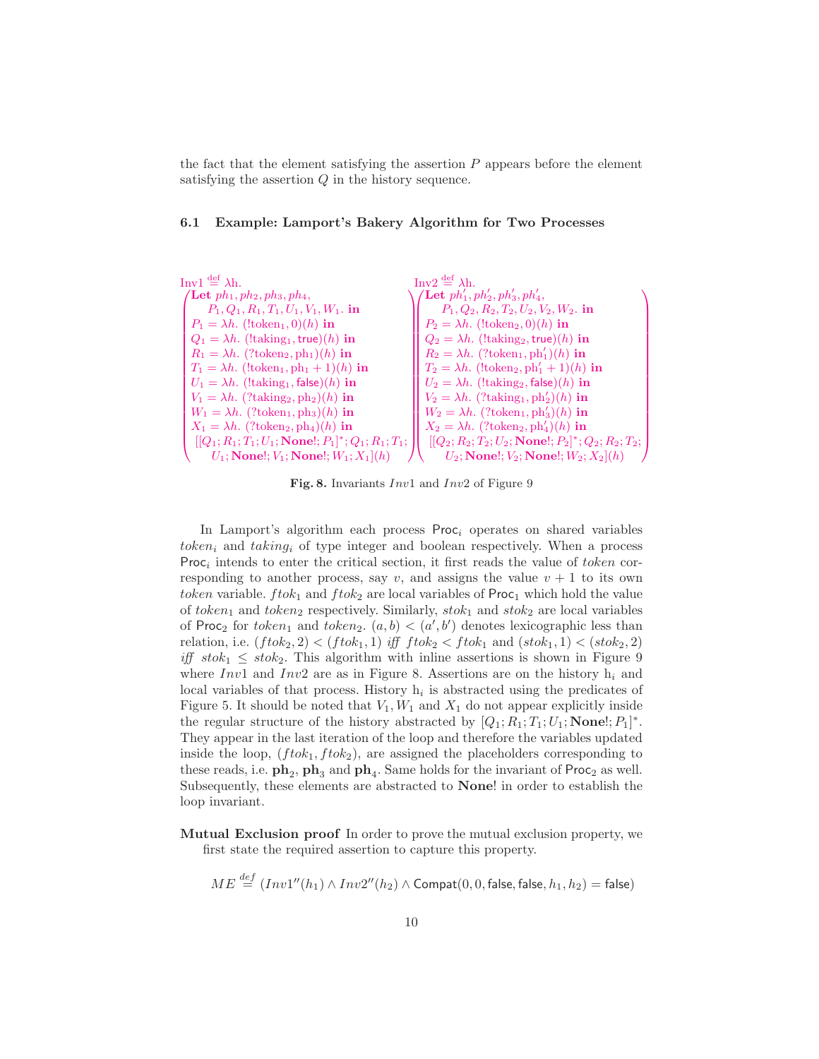the fact that the element satisfying the assertion $P$ appears before the element satisfying the assertion $Q$ in the history sequence.

### 6.1 Example: Lamport's Bakery Algorithm for Two Processes

$$
\begin{array}{ll}
\text{Inv1} \stackrel{\text{def}}{=} \lambda \text{h}. & \text{Inv2} \stackrel{\text{def}}{=} \lambda \text{h}. \\
\left(\begin{array}{l}
\textbf{Let } ph_1, ph_2, ph_3, ph_4, \\
\quad P_1, Q_1, R_1, T_1, U_1, V_1, W_1. \textbf{ in} \\
P_1 = \lambda h.\ (!\text{token}_1, 0)(h) \textbf{ in} \\
Q_1 = \lambda h.\ (!\text{taking}_1, \mathsf{true})(h) \textbf{ in} \\
R_1 = \lambda h.\ (?\text{token}_2, \text{ph}_1)(h) \textbf{ in} \\
T_1 = \lambda h.\ (!\text{token}_1, \text{ph}_1 + 1)(h) \textbf{ in} \\
U_1 = \lambda h.\ (!\text{taking}_1, \mathsf{false})(h) \textbf{ in} \\
V_1 = \lambda h.\ (?\text{taking}_2, \text{ph}_2)(h) \textbf{ in} \\
W_1 = \lambda h.\ (?\text{token}_1, \text{ph}_3)(h) \textbf{ in} \\
X_1 = \lambda h.\ (?\text{token}_2, \text{ph}_4)(h) \textbf{ in} \\
\ [[Q_1; R_1; T_1; U_1; \textbf{None!}; P_1]^*; Q_1; R_1; T_1; \\
\quad U_1; \textbf{None!}; V_1; \textbf{None!}; W_1; X_1](h)
\end{array}\right)
&
\left(\begin{array}{l}
\textbf{Let } ph'_1, ph'_2, ph'_3, ph'_4, \\
\quad P_1, Q_2, R_2, T_2, U_2, V_2, W_2. \textbf{ in} \\
P_2 = \lambda h.\ (!\text{token}_2, 0)(h) \textbf{ in} \\
Q_2 = \lambda h.\ (!\text{taking}_2, \mathsf{true})(h) \textbf{ in} \\
R_2 = \lambda h.\ (?\text{token}_1, \text{ph}'_1)(h) \textbf{ in} \\
T_2 = \lambda h.\ (!\text{token}_2, \text{ph}'_1 + 1)(h) \textbf{ in} \\
U_2 = \lambda h.\ (!\text{taking}_2, \mathsf{false})(h) \textbf{ in} \\
V_2 = \lambda h.\ (?\text{taking}_1, \text{ph}'_2)(h) \textbf{ in} \\
W_2 = \lambda h.\ (?\text{token}_1, \text{ph}'_3)(h) \textbf{ in} \\
X_2 = \lambda h.\ (?\text{token}_2, \text{ph}'_4)(h) \textbf{ in} \\
\ [[Q_2; R_2; T_2; U_2; \textbf{None!}; P_2]^*; Q_2; R_2; T_2; \\
\quad U_2; \textbf{None!}; V_2; \textbf{None!}; W_2; X_2](h)
\end{array}\right)
\end{array}
$$

**Fig. 8.** Invariants $Inv1$ and $Inv2$ of Figure 9

In Lamport's algorithm each process $\mathsf{Proc}_i$ operates on shared variables $token_i$ and $taking_i$ of type integer and boolean respectively. When a process $\mathsf{Proc}_i$ intends to enter the critical section, it first reads the value of $token$ corresponding to another process, say $v$, and assigns the value $v+1$ to its own $token$ variable. $ftok_1$ and $ftok_2$ are local variables of $\mathsf{Proc}_1$ which hold the value of $token_1$ and $token_2$ respectively. Similarly, $stok_1$ and $stok_2$ are local variables of $\mathsf{Proc}_2$ for $token_1$ and $token_2$. $(a, b) < (a', b')$ denotes lexicographic less than relation, i.e. $(ftok_2, 2) < (ftok_1, 1)$ *iff* $ftok_2 < ftok_1$ and $(stok_1, 1) < (stok_2, 2)$ *iff* $stok_1 \leq stok_2$. This algorithm with inline assertions is shown in Figure 9 where $Inv1$ and $Inv2$ are as in Figure 8. Assertions are on the history $\text{h}_i$ and local variables of that process. History $\text{h}_i$ is abstracted using the predicates of Figure 5. It should be noted that $V_1, W_1$ and $X_1$ do not appear explicitly inside the regular structure of the history abstracted by $[Q_1; R_1; T_1; U_1; \textbf{None!}; P_1]^*$. They appear in the last iteration of the loop and therefore the variables updated inside the loop, $(ftok_1, ftok_2)$, are assigned the placeholders corresponding to these reads, i.e. $\mathbf{ph}_2$, $\mathbf{ph}_3$ and $\mathbf{ph}_4$. Same holds for the invariant of $\mathsf{Proc}_2$ as well. Subsequently, these elements are abstracted to **None!** in order to establish the loop invariant.

**Mutual Exclusion proof** In order to prove the mutual exclusion property, we first state the required assertion to capture this property.

$$ME \stackrel{def}{=} (Inv1''(h_1) \wedge Inv2''(h_2) \wedge \mathsf{Compat}(0, 0, \mathsf{false}, \mathsf{false}, h_1, h_2) = \mathsf{false})$$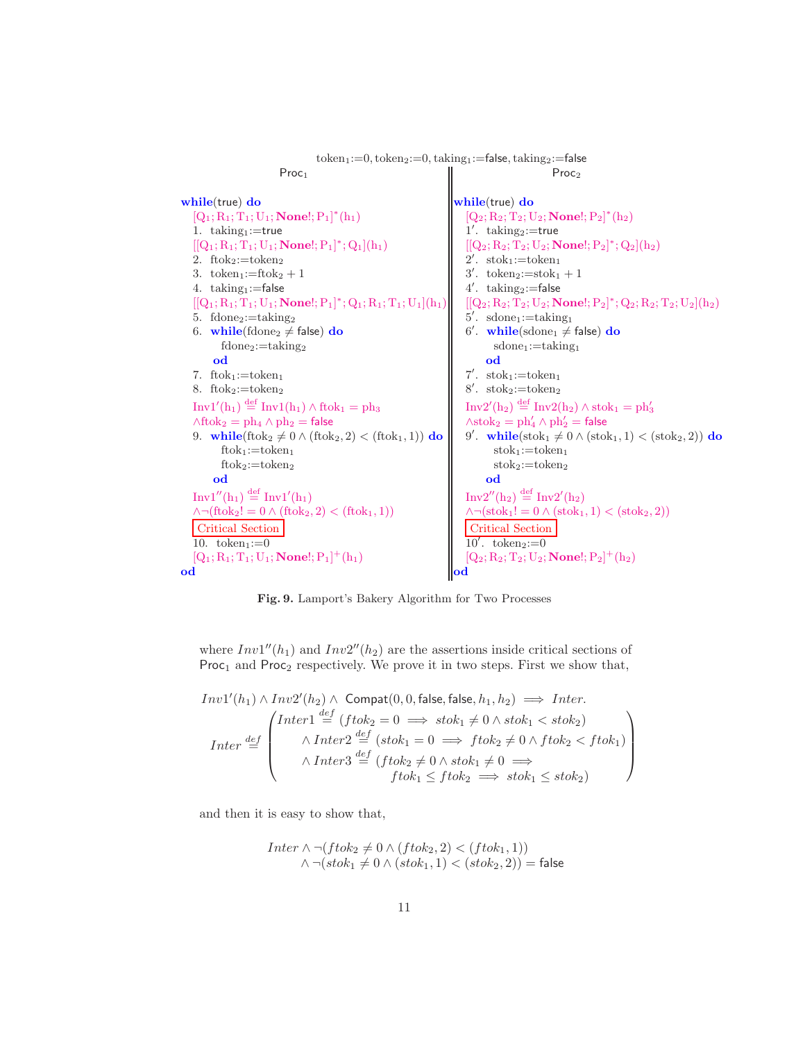```
token1:=0, token2:=0, taking1:=false, taking2:=false

Proc1                                                   || Proc2
                                                        ||
while(true) do                                          || while(true) do
  [Q1; R1; T1; U1; None!; P1]*(h1)                      ||   [Q2; R2; T2; U2; None!; P2]*(h2)
  1.  taking1:=true                                     ||   1'.  taking2:=true
  [[Q1; R1; T1; U1; None!; P1]*; Q1](h1)                ||   [[Q2; R2; T2; U2; None!; P2]*; Q2](h2)
  2.  ftok2:=token2                                     ||   2'.  stok1:=token1
  3.  token1:=ftok2 + 1                                 ||   3'.  token2:=stok1 + 1
  4.  taking1:=false                                    ||   4'.  taking2:=false
  [[Q1; R1; T1; U1; None!; P1]*; Q1; R1; T1; U1](h1)    ||   [[Q2; R2; T2; U2; None!; P2]*; Q2; R2; T2; U2](h2)
  5.  fdone2:=taking2                                   ||   5'.  sdone1:=taking1
  6.  while(fdone2 ≠ false) do                          ||   6'.  while(sdone1 ≠ false) do
          fdone2:=taking2                               ||           sdone1:=taking1
      od                                                ||       od
  7.  ftok1:=token1                                     ||   7'.  stok1:=token1
  8.  ftok2:=token2                                     ||   8'.  stok2:=token2
  Inv1'(h1) ≝ Inv1(h1) ∧ ftok1 = ph3                    ||   Inv2'(h2) ≝ Inv2(h2) ∧ stok1 = ph'3
  ∧ftok2 = ph4 ∧ ph2 = false                            ||   ∧stok2 = ph'4 ∧ ph'2 = false
  9.  while(ftok2 ≠ 0 ∧ (ftok2, 2) < (ftok1, 1)) do     ||   9'.  while(stok1 ≠ 0 ∧ (stok1, 1) < (stok2, 2)) do
          ftok1:=token1                                 ||           stok1:=token1
          ftok2:=token2                                 ||           stok2:=token2
      od                                                ||       od
  Inv1''(h1) ≝ Inv1'(h1)                                ||   Inv2''(h2) ≝ Inv2'(h2)
  ∧¬(ftok2! = 0 ∧ (ftok2, 2) < (ftok1, 1))              ||   ∧¬(stok1! = 0 ∧ (stok1, 1) < (stok2, 2))
  [Critical Section]                                    ||   [Critical Section]
  10.  token1:=0                                        ||   10'.  token2:=0
  [Q1; R1; T1; U1; None!; P1]+(h1)                      ||   [Q2; R2; T2; U2; None!; P2]+(h2)
od                                                      || od
```

**Fig. 9.** Lamport's Bakery Algorithm for Two Processes

where $Inv1''(h_1)$ and $Inv2''(h_2)$ are the assertions inside critical sections of $\mathsf{Proc}_1$ and $\mathsf{Proc}_2$ respectively. We prove it in two steps. First we show that,

$$Inv1'(h_1) \wedge Inv2'(h_2) \wedge \ \mathsf{Compat}(0, 0, \mathsf{false}, \mathsf{false}, h_1, h_2) \implies Inter.$$

$$Inter \stackrel{def}{=} \begin{pmatrix} Inter1 \stackrel{def}{=} (ftok_2 = 0 \implies stok_1 \neq 0 \wedge stok_1 < stok_2) \\ \quad \wedge\, Inter2 \stackrel{def}{=} (stok_1 = 0 \implies ftok_2 \neq 0 \wedge ftok_2 < ftok_1) \\ \quad \wedge\, Inter3 \stackrel{def}{=} (ftok_2 \neq 0 \wedge stok_1 \neq 0 \implies \\ \qquad\qquad ftok_1 \leq ftok_2 \implies stok_1 \leq stok_2) \end{pmatrix}$$

and then it is easy to show that,

$$Inter \wedge \neg(ftok_2 \neq 0 \wedge (ftok_2, 2) < (ftok_1, 1)) \\ \wedge \neg(stok_1 \neq 0 \wedge (stok_1, 1) < (stok_2, 2)) = \mathsf{false}$$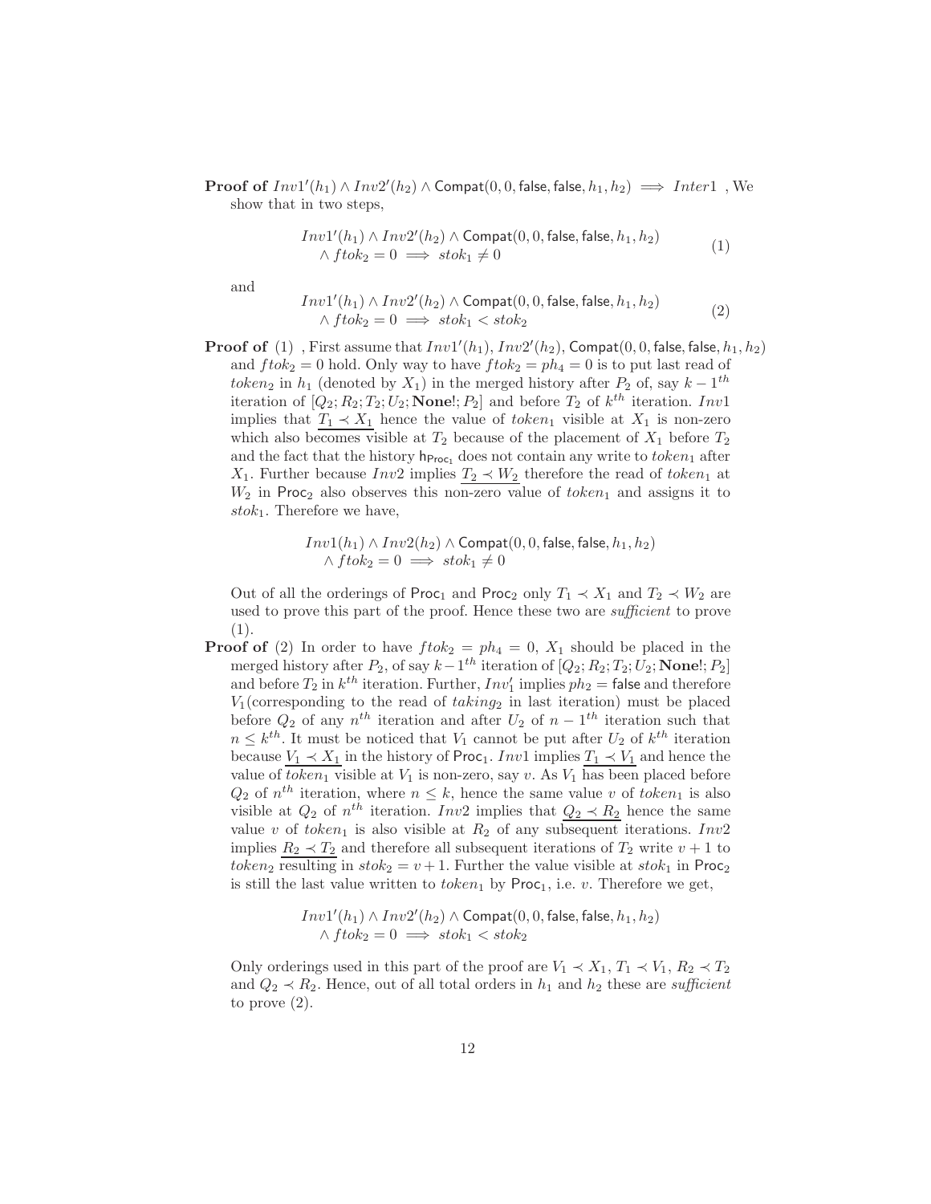**Proof of** $Inv1'(h_1) \wedge Inv2'(h_2) \wedge \mathsf{Compat}(0, 0, \mathsf{false}, \mathsf{false}, h_1, h_2) \implies Inter1$ , We show that in two steps,

$$Inv1'(h_1) \wedge Inv2'(h_2) \wedge \mathsf{Compat}(0, 0, \mathsf{false}, \mathsf{false}, h_1, h_2) \\ \wedge\, ftok_2 = 0 \implies stok_1 \neq 0 \tag{1}$$

and

$$Inv1'(h_1) \wedge Inv2'(h_2) \wedge \mathsf{Compat}(0, 0, \mathsf{false}, \mathsf{false}, h_1, h_2) \\ \wedge\, ftok_2 = 0 \implies stok_1 < stok_2 \tag{2}$$

**Proof of** (1) , First assume that $Inv1'(h_1)$, $Inv2'(h_2)$, $\mathsf{Compat}(0, 0, \mathsf{false}, \mathsf{false}, h_1, h_2)$ and $ftok_2 = 0$ hold. Only way to have $ftok_2 = ph_4 = 0$ is to put last read of $token_2$ in $h_1$ (denoted by $X_1$) in the merged history after $P_2$ of, say $k - 1^{th}$ iteration of $[Q_2; R_2; T_2; U_2; \mathbf{None}!; P_2]$ and before $T_2$ of $k^{th}$ iteration. $Inv1$ implies that $\underline{T_1 \prec X_1}$ hence the value of $token_1$ visible at $X_1$ is non-zero which also becomes visible at $T_2$ because of the placement of $X_1$ before $T_2$ and the fact that the history $\mathsf{h}_{\mathsf{Proc}_1}$ does not contain any write to $token_1$ after $X_1$. Further because $Inv2$ implies $\underline{T_2 \prec W_2}$ therefore the read of $token_1$ at $W_2$ in $\mathsf{Proc}_2$ also observes this non-zero value of $token_1$ and assigns it to $stok_1$. Therefore we have,

$$Inv1(h_1) \wedge Inv2(h_2) \wedge \mathsf{Compat}(0, 0, \mathsf{false}, \mathsf{false}, h_1, h_2) \\ \wedge\, ftok_2 = 0 \implies stok_1 \neq 0$$

Out of all the orderings of $\mathsf{Proc}_1$ and $\mathsf{Proc}_2$ only $T_1 \prec X_1$ and $T_2 \prec W_2$ are used to prove this part of the proof. Hence these two are *sufficient* to prove (1).

**Proof of** (2) In order to have $ftok_2 = ph_4 = 0$, $X_1$ should be placed in the merged history after $P_2$, of say $k-1^{th}$ iteration of $[Q_2; R_2; T_2; U_2; \mathbf{None}!; P_2]$ and before $T_2$ in $k^{th}$ iteration. Further, $Inv'_1$ implies $ph_2 = \mathsf{false}$ and therefore $V_1$(corresponding to the read of $taking_2$ in last iteration) must be placed before $Q_2$ of any $n^{th}$ iteration and after $U_2$ of $n - 1^{th}$ iteration such that $n \leq k^{th}$. It must be noticed that $V_1$ cannot be put after $U_2$ of $k^{th}$ iteration because $\underline{V_1 \prec X_1}$ in the history of $\mathsf{Proc}_1$. $Inv1$ implies $\underline{T_1 \prec V_1}$ and hence the value of $token_1$ visible at $V_1$ is non-zero, say $v$. As $V_1$ has been placed before $Q_2$ of $n^{th}$ iteration, where $n \leq k$, hence the same value $v$ of $token_1$ is also visible at $Q_2$ of $n^{th}$ iteration. $Inv2$ implies that $\underline{Q_2 \prec R_2}$ hence the same value $v$ of $token_1$ is also visible at $R_2$ of any subsequent iterations. $Inv2$ implies $\underline{R_2 \prec T_2}$ and therefore all subsequent iterations of $T_2$ write $v + 1$ to $token_2$ resulting in $stok_2 = v + 1$. Further the value visible at $stok_1$ in $\mathsf{Proc}_2$ is still the last value written to $token_1$ by $\mathsf{Proc}_1$, i.e. $v$. Therefore we get,

$$Inv1'(h_1) \wedge Inv2'(h_2) \wedge \mathsf{Compat}(0, 0, \mathsf{false}, \mathsf{false}, h_1, h_2) \\ \wedge\, ftok_2 = 0 \implies stok_1 < stok_2$$

Only orderings used in this part of the proof are $V_1 \prec X_1$, $T_1 \prec V_1$, $R_2 \prec T_2$ and $Q_2 \prec R_2$. Hence, out of all total orders in $h_1$ and $h_2$ these are *sufficient* to prove (2).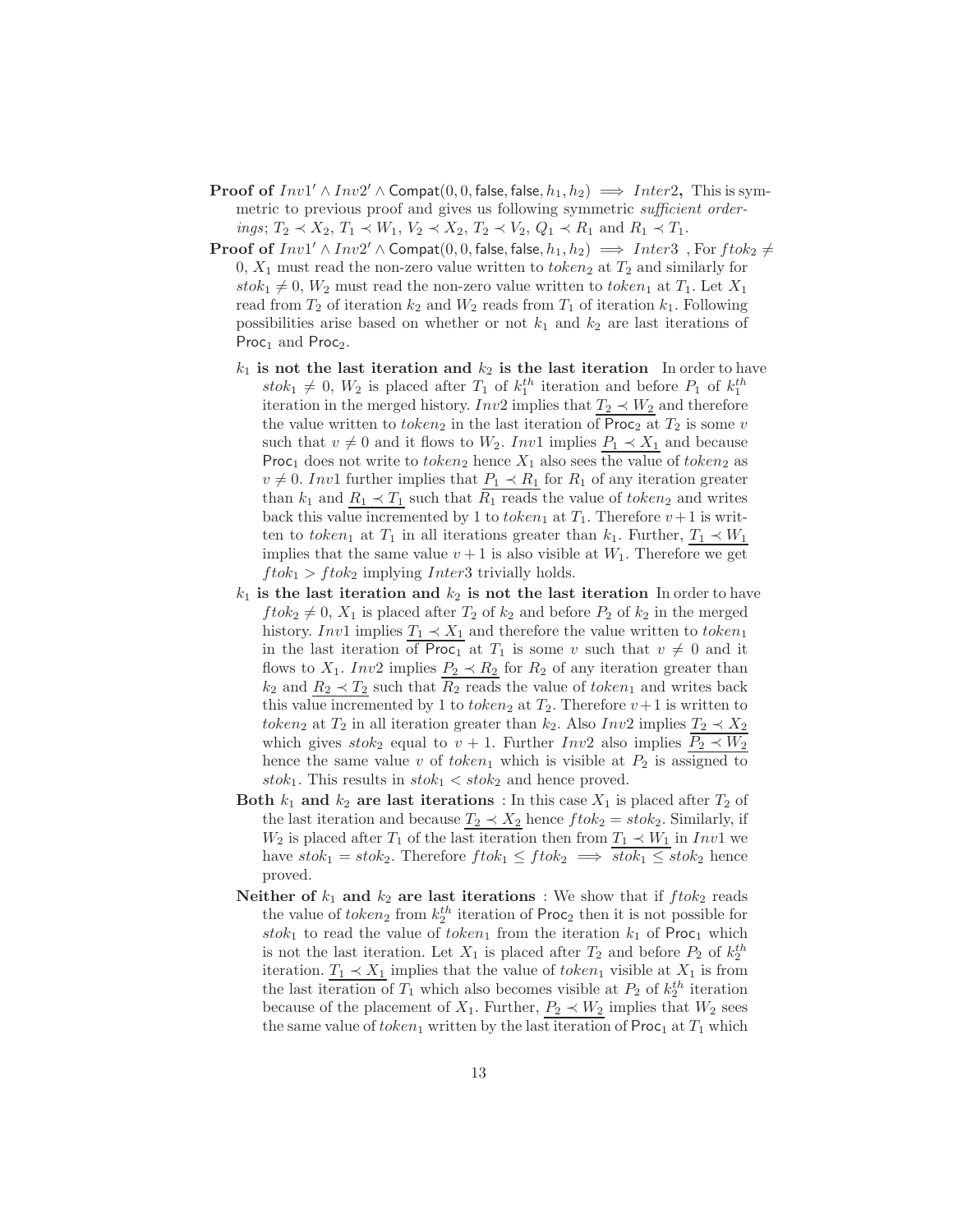**Proof of $Inv1' \wedge Inv2' \wedge \mathsf{Compat}(0, 0, \mathsf{false}, \mathsf{false}, h_1, h_2) \implies Inter2$,** This is symmetric to previous proof and gives us following symmetric *sufficient orderings*; $T_2 \prec X_2$, $T_1 \prec W_1$, $V_2 \prec X_2$, $T_2 \prec V_2$, $Q_1 \prec R_1$ and $R_1 \prec T_1$.

**Proof of $Inv1' \wedge Inv2' \wedge \mathsf{Compat}(0, 0, \mathsf{false}, \mathsf{false}, h_1, h_2) \implies Inter3$** , For $ftok_2 \neq 0$, $X_1$ must read the non-zero value written to $token_2$ at $T_2$ and similarly for $stok_1 \neq 0$, $W_2$ must read the non-zero value written to $token_1$ at $T_1$. Let $X_1$ read from $T_2$ of iteration $k_2$ and $W_2$ reads from $T_1$ of iteration $k_1$. Following possibilities arise based on whether or not $k_1$ and $k_2$ are last iterations of $\mathsf{Proc}_1$ and $\mathsf{Proc}_2$.

**$k_1$ is not the last iteration and $k_2$ is the last iteration** In order to have $stok_1 \neq 0$, $W_2$ is placed after $T_1$ of $k_1^{th}$ iteration and before $P_1$ of $k_1^{th}$ iteration in the merged history. $Inv2$ implies that $\underline{T_2 \prec W_2}$ and therefore the value written to $token_2$ in the last iteration of $\mathsf{Proc}_2$ at $T_2$ is some $v$ such that $v \neq 0$ and it flows to $W_2$. $Inv1$ implies $\underline{P_1 \prec X_1}$ and because $\mathsf{Proc}_1$ does not write to $token_2$ hence $X_1$ also sees the value of $token_2$ as $v \neq 0$. $Inv1$ further implies that $\underline{P_1 \prec R_1}$ for $R_1$ of any iteration greater than $k_1$ and $\underline{R_1 \prec T_1}$ such that $R_1$ reads the value of $token_2$ and writes back this value incremented by 1 to $token_1$ at $T_1$. Therefore $v+1$ is written to $token_1$ at $T_1$ in all iterations greater than $k_1$. Further, $\underline{T_1 \prec W_1}$ implies that the same value $v+1$ is also visible at $W_1$. Therefore we get $ftok_1 > ftok_2$ implying $Inter3$ trivially holds.

**$k_1$ is the last iteration and $k_2$ is not the last iteration** In order to have $ftok_2 \neq 0$, $X_1$ is placed after $T_2$ of $k_2$ and before $P_2$ of $k_2$ in the merged history. $Inv1$ implies $\underline{T_1 \prec X_1}$ and therefore the value written to $token_1$ in the last iteration of $\mathsf{Proc}_1$ at $T_1$ is some $v$ such that $v \neq 0$ and it flows to $X_1$. $Inv2$ implies $\underline{P_2 \prec R_2}$ for $R_2$ of any iteration greater than $k_2$ and $\underline{R_2 \prec T_2}$ such that $R_2$ reads the value of $token_1$ and writes back this value incremented by 1 to $token_2$ at $T_2$. Therefore $v+1$ is written to $token_2$ at $T_2$ in all iteration greater than $k_2$. Also $Inv2$ implies $\underline{T_2 \prec X_2}$ which gives $stok_2$ equal to $v+1$. Further $Inv2$ also implies $\underline{P_2 \prec W_2}$ hence the same value $v$ of $token_1$ which is visible at $P_2$ is assigned to $stok_1$. This results in $stok_1 < stok_2$ and hence proved.

**Both $k_1$ and $k_2$ are last iterations** : In this case $X_1$ is placed after $T_2$ of the last iteration and because $\underline{T_2 \prec X_2}$ hence $ftok_2 = stok_2$. Similarly, if $W_2$ is placed after $T_1$ of the last iteration then from $\underline{T_1 \prec W_1}$ in $Inv1$ we have $stok_1 = stok_2$. Therefore $ftok_1 \leq ftok_2 \implies stok_1 \leq stok_2$ hence proved.

**Neither of $k_1$ and $k_2$ are last iterations** : We show that if $ftok_2$ reads the value of $token_2$ from $k_2^{th}$ iteration of $\mathsf{Proc}_2$ then it is not possible for $stok_1$ to read the value of $token_1$ from the iteration $k_1$ of $\mathsf{Proc}_1$ which is not the last iteration. Let $X_1$ is placed after $T_2$ and before $P_2$ of $k_2^{th}$ iteration. $\underline{T_1 \prec X_1}$ implies that the value of $token_1$ visible at $X_1$ is from the last iteration of $T_1$ which also becomes visible at $P_2$ of $k_2^{th}$ iteration because of the placement of $X_1$. Further, $\underline{P_2 \prec W_2}$ implies that $W_2$ sees the same value of $token_1$ written by the last iteration of $\mathsf{Proc}_1$ at $T_1$ which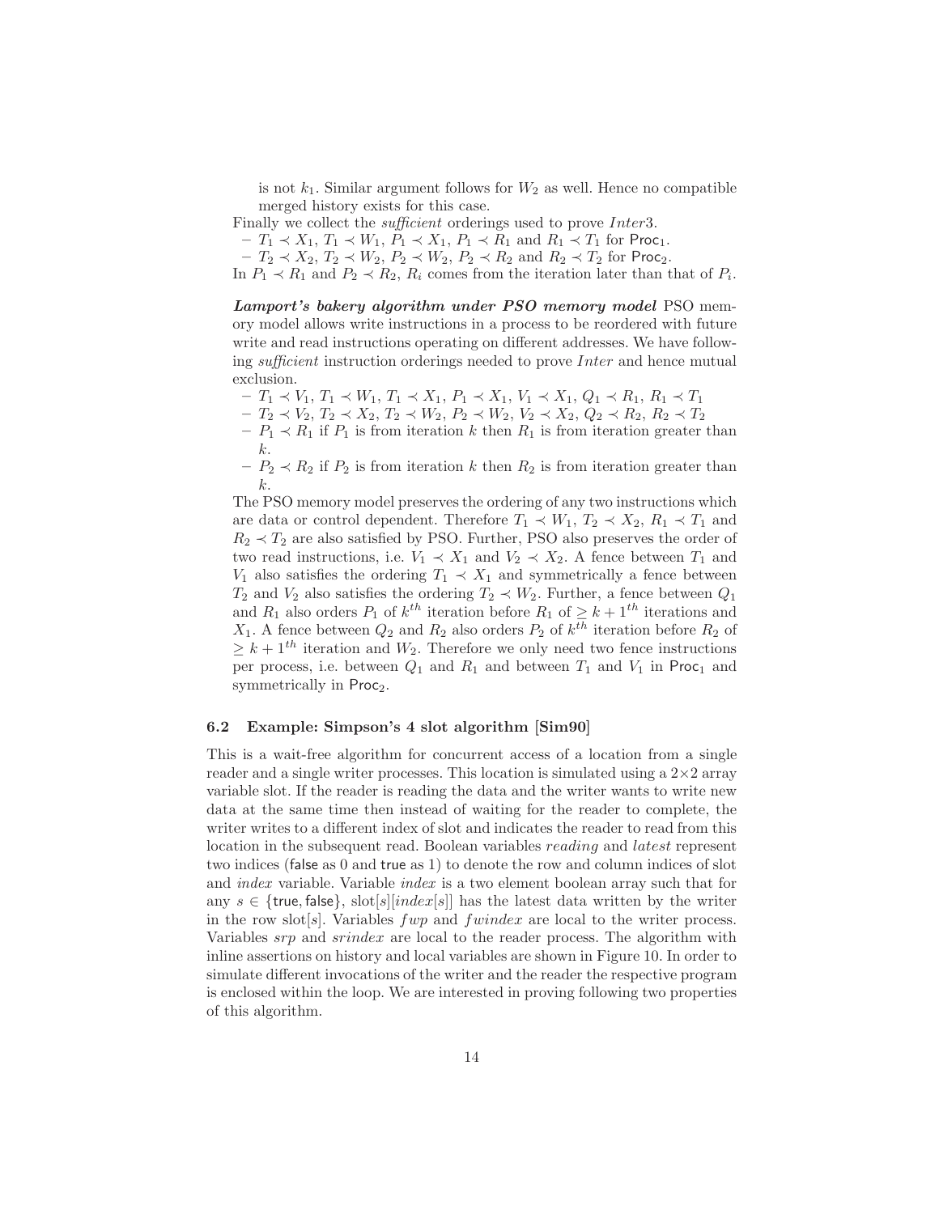is not $k_1$. Similar argument follows for $W_2$ as well. Hence no compatible merged history exists for this case.

Finally we collect the *sufficient* orderings used to prove $Inter3$.

- $T_1 \prec X_1$, $T_1 \prec W_1$, $P_1 \prec X_1$, $P_1 \prec R_1$ and $R_1 \prec T_1$ for $\mathsf{Proc}_1$.
- $T_2 \prec X_2$, $T_2 \prec W_2$, $P_2 \prec W_2$, $P_2 \prec R_2$ and $R_2 \prec T_2$ for $\mathsf{Proc}_2$.

In $P_1 \prec R_1$ and $P_2 \prec R_2$, $R_i$ comes from the iteration later than that of $P_i$.

***Lamport's bakery algorithm under PSO memory model*** PSO memory model allows write instructions in a process to be reordered with future write and read instructions operating on different addresses. We have following *sufficient* instruction orderings needed to prove $Inter$ and hence mutual exclusion.

- $T_1 \prec V_1$, $T_1 \prec W_1$, $T_1 \prec X_1$, $P_1 \prec X_1$, $V_1 \prec X_1$, $Q_1 \prec R_1$, $R_1 \prec T_1$
- $T_2 \prec V_2$, $T_2 \prec X_2$, $T_2 \prec W_2$, $P_2 \prec W_2$, $V_2 \prec X_2$, $Q_2 \prec R_2$, $R_2 \prec T_2$
- $P_1 \prec R_1$ if $P_1$ is from iteration $k$ then $R_1$ is from iteration greater than $k$.
- $P_2 \prec R_2$ if $P_2$ is from iteration $k$ then $R_2$ is from iteration greater than $k$.

The PSO memory model preserves the ordering of any two instructions which are data or control dependent. Therefore $T_1 \prec W_1$, $T_2 \prec X_2$, $R_1 \prec T_1$ and $R_2 \prec T_2$ are also satisfied by PSO. Further, PSO also preserves the order of two read instructions, i.e. $V_1 \prec X_1$ and $V_2 \prec X_2$. A fence between $T_1$ and $V_1$ also satisfies the ordering $T_1 \prec X_1$ and symmetrically a fence between $T_2$ and $V_2$ also satisfies the ordering $T_2 \prec W_2$. Further, a fence between $Q_1$ and $R_1$ also orders $P_1$ of $k^{th}$ iteration before $R_1$ of $\geq k+1^{th}$ iterations and $X_1$. A fence between $Q_2$ and $R_2$ also orders $P_2$ of $k^{th}$ iteration before $R_2$ of $\geq k+1^{th}$ iteration and $W_2$. Therefore we only need two fence instructions per process, i.e. between $Q_1$ and $R_1$ and between $T_1$ and $V_1$ in $\mathsf{Proc}_1$ and symmetrically in $\mathsf{Proc}_2$.

### 6.2 Example: Simpson's 4 slot algorithm [Sim90]

This is a wait-free algorithm for concurrent access of a location from a single reader and a single writer processes. This location is simulated using a $2\times2$ array variable slot. If the reader is reading the data and the writer wants to write new data at the same time then instead of waiting for the reader to complete, the writer writes to a different index of slot and indicates the reader to read from this location in the subsequent read. Boolean variables *reading* and *latest* represent two indices (false as 0 and true as 1) to denote the row and column indices of slot and *index* variable. Variable *index* is a two element boolean array such that for any $s \in \{\mathsf{true}, \mathsf{false}\}$, slot$[s][index[s]]$ has the latest data written by the writer in the row slot$[s]$. Variables $fwp$ and $fwindex$ are local to the writer process. Variables $srp$ and $srindex$ are local to the reader process. The algorithm with inline assertions on history and local variables are shown in Figure 10. In order to simulate different invocations of the writer and the reader the respective program is enclosed within the loop. We are interested in proving following two properties of this algorithm.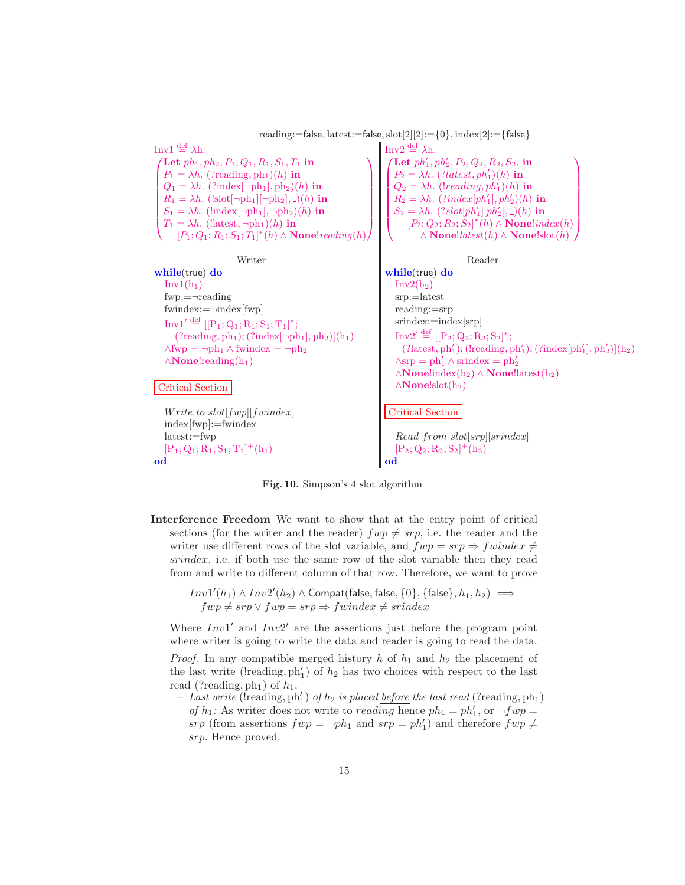reading:=false, latest:=false, slot[2][2]:={0}, index[2]:={false}

**Writer**

$\mathrm{Inv1} \stackrel{\text{def}}{=} \lambda h.$
$$\left(\begin{array}{l}\textbf{Let } ph_1, ph_2, P_1, Q_1, R_1, S_1, T_1 \textbf{ in} \\ P_1 = \lambda h.\ (?\mathrm{reading}, \mathrm{ph}_1)(h) \textbf{ in} \\ Q_1 = \lambda h.\ (?\mathrm{index}[\neg \mathrm{ph}_1], \mathrm{ph}_2)(h) \textbf{ in} \\ R_1 = \lambda h.\ (!\mathrm{slot}[\neg \mathrm{ph}_1][\neg \mathrm{ph}_2], \_)(h) \textbf{ in} \\ S_1 = \lambda h.\ (!\mathrm{index}[\neg \mathrm{ph}_1], \neg \mathrm{ph}_2)(h) \textbf{ in} \\ T_1 = \lambda h.\ (!\mathrm{latest}, \neg \mathrm{ph}_1)(h) \textbf{ in} \\ \quad [P_1; Q_1; R_1; S_1; T_1]^*(h) \wedge \textbf{None}!reading(h)\end{array}\right)$$

```
while(true) do
  Inv1(h1)
  fwp:=¬reading
  fwindex:=¬index[fwp]
```

$\mathrm{Inv1}' \stackrel{\text{def}}{=} [[\mathrm{P_1; Q_1; R_1; S_1; T_1}]^*;$
$(?\mathrm{reading}, \mathrm{ph_1}); (?\mathrm{index}[\neg \mathrm{ph_1}], \mathrm{ph_2})](\mathrm{h_1})$
$\wedge \mathrm{fwp} = \neg \mathrm{ph_1} \wedge \mathrm{fwindex} = \neg \mathrm{ph_2}$
$\wedge \textbf{None}!\mathrm{reading}(\mathrm{h_1})$

Critical Section

```
  Write to slot[fwp][fwindex]
  index[fwp]:=fwindex
  latest:=fwp
```

$[\mathrm{P_1; Q_1; R_1; S_1; T_1}]^+(\mathrm{h_1})$

```
od
```

**Reader**

$\mathrm{Inv2} \stackrel{\text{def}}{=} \lambda h.$
$$\left(\begin{array}{l}\textbf{Let } ph_1', ph_2', P_2, Q_2, R_2, S_2. \textbf{ in} \\ P_2 = \lambda h.\ (?latest, ph_1')(h) \textbf{ in} \\ Q_2 = \lambda h.\ (!reading, ph_1')(h) \textbf{ in} \\ R_2 = \lambda h.\ (?index[ph_1'], ph_2')(h) \textbf{ in} \\ S_2 = \lambda h.\ (?slot[ph_1'][ph_2'], \_)(h) \textbf{ in} \\ \quad [P_2; Q_2; R_2; S_2]^*(h) \wedge \textbf{None}!index(h) \\ \qquad \wedge \textbf{None}!latest(h) \wedge \textbf{None}!\mathrm{slot}(h)\end{array}\right)$$

```
while(true) do
  Inv2(h2)
  srp:=latest
  reading:=srp
  srindex:=index[srp]
```

$\mathrm{Inv2}' \stackrel{\text{def}}{=} [[\mathrm{P_2; Q_2; R_2; S_2}]^*;$
$(?\mathrm{latest}, \mathrm{ph}_1'); (!\mathrm{reading}, \mathrm{ph}_1'); (?\mathrm{index}[\mathrm{ph}_1'], \mathrm{ph}_2')](\mathrm{h_2})$
$\wedge \mathrm{srp} = \mathrm{ph}_1' \wedge \mathrm{srindex} = \mathrm{ph}_2'$
$\wedge \textbf{None}!\mathrm{index}(\mathrm{h_2}) \wedge \textbf{None}!\mathrm{latest}(\mathrm{h_2})$
$\wedge \textbf{None}!\mathrm{slot}(\mathrm{h_2})$

Critical Section

```
  Read from slot[srp][srindex]
```

$[\mathrm{P_2; Q_2; R_2; S_2}]^+(\mathrm{h_2})$

```
od
```

**Fig. 10.** Simpson's 4 slot algorithm

**Interference Freedom** We want to show that at the entry point of critical sections (for the writer and the reader) $fwp \neq srp$, i.e. the reader and the writer use different rows of the slot variable, and $fwp = srp \Rightarrow fwindex \neq srindex$, i.e. if both use the same row of the slot variable then they read from and write to different column of that row. Therefore, we want to prove

$$Inv1'(h_1) \wedge Inv2'(h_2) \wedge \mathsf{Compat}(\mathsf{false}, \mathsf{false}, \{0\}, \{\mathsf{false}\}, h_1, h_2) \implies$$
$$fwp \neq srp \vee fwp = srp \Rightarrow fwindex \neq srindex$$

Where $Inv1'$ and $Inv2'$ are the assertions just before the program point where writer is going to write the data and reader is going to read the data.

*Proof.* In any compatible merged history $h$ of $h_1$ and $h_2$ the placement of the last write $(!\mathrm{reading}, \mathrm{ph}_1')$ of $h_2$ has two choices with respect to the last read $(?\mathrm{reading}, \mathrm{ph}_1)$ of $h_1$.

- *Last write* $(!\mathrm{reading}, \mathrm{ph}_1')$ *of* $h_2$ *is placed before the last read* $(?\mathrm{reading}, \mathrm{ph}_1)$ *of* $h_1$*:* As writer does not write to *reading* hence $ph_1 = ph_1'$, or $\neg fwp = srp$ (from assertions $fwp = \neg ph_1$ and $srp = ph_1'$) and therefore $fwp \neq srp$. Hence proved.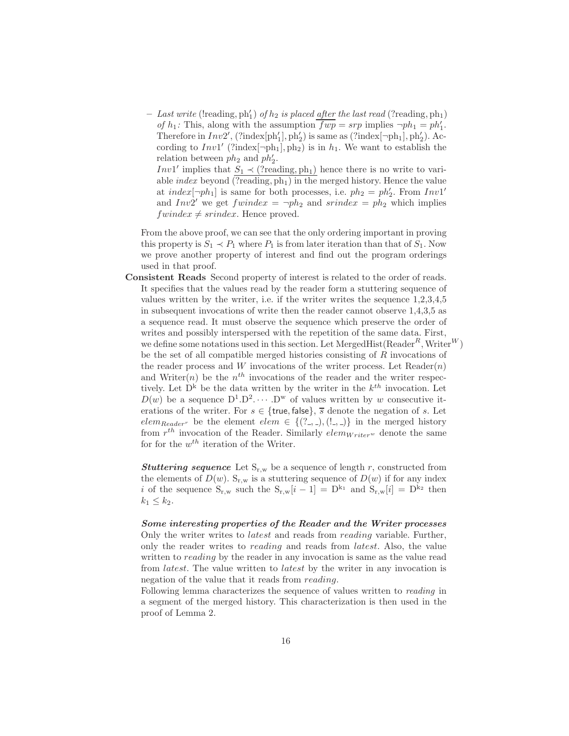- *Last write* $(!\text{reading}, \text{ph}'_1)$ *of* $h_2$ *is placed* *__after__* *the last read* $(?\text{reading}, \text{ph}_1)$ *of* $h_1$*:* This, along with the assumption $\overline{fwp} = srp$ implies $\neg ph_1 = ph'_1$. Therefore in $Inv2'$, $(?\text{index}[\text{ph}'_1], \text{ph}'_2)$ is same as $(?\text{index}[\neg\text{ph}_1], \text{ph}'_2)$. According to $Inv1'$ $(?\text{index}[\neg\text{ph}_1], \text{ph}_2)$ is in $h_1$. We want to establish the relation between $ph_2$ and $ph'_2$.
  $Inv1'$ implies that $\underline{S_1 \prec (?\text{reading}, \text{ph}_1)}$ hence there is no write to variable *index* beyond $\overline{(?\text{reading}, \text{ph}_1)}$ in the merged history. Hence the value at $index[\neg ph_1]$ is same for both processes, i.e. $ph_2 = ph'_2$. From $Inv1'$ and $Inv2'$ we get $fwindex = \neg ph_2$ and $srindex = ph_2$ which implies $fwindex \neq srindex$. Hence proved.

From the above proof, we can see that the only ordering important in proving this property is $S_1 \prec P_1$ where $P_1$ is from later iteration than that of $S_1$. Now we prove another property of interest and find out the program orderings used in that proof.

**Consistent Reads** Second property of interest is related to the order of reads. It specifies that the values read by the reader form a stuttering sequence of values written by the writer, i.e. if the writer writes the sequence 1,2,3,4,5 in subsequent invocations of write then the reader cannot observe 1,4,3,5 as a sequence read. It must observe the sequence which preserve the order of writes and possibly interspersed with the repetition of the same data. First, we define some notations used in this section. Let $\text{MergedHist}(\text{Reader}^R, \text{Writer}^W)$ be the set of all compatible merged histories consisting of $R$ invocations of the reader process and $W$ invocations of the writer process. Let $\text{Reader}(n)$ and $\text{Writer}(n)$ be the $n^{th}$ invocations of the reader and the writer respectively. Let $\text{D}^\text{k}$ be the data written by the writer in the $k^{th}$ invocation. Let $D(w)$ be a sequence $\text{D}^1.\text{D}^2.\cdots.\text{D}^\text{w}$ of values written by $w$ consecutive iterations of the writer. For $s \in \{\mathsf{true}, \mathsf{false}\}$, $\overline{s}$ denote the negation of $s$. Let $elem_{Reader^r}$ be the element $elem \in \{(?\_,\_), (!\_,\_)\}$ in the merged history from $r^{th}$ invocation of the Reader. Similarly $elem_{Writer^w}$ denote the same for for the $w^{th}$ iteration of the Writer.

***Stuttering sequence*** Let $\text{S}_{\text{r,w}}$ be a sequence of length $r$, constructed from the elements of $D(w)$. $\text{S}_{\text{r,w}}$ is a stuttering sequence of $D(w)$ if for any index $i$ of the sequence $\text{S}_{\text{r,w}}$ such the $\text{S}_{\text{r,w}}[i-1] = \text{D}^{\text{k}_1}$ and $\text{S}_{\text{r,w}}[i] = \text{D}^{\text{k}_2}$ then $k_1 \leq k_2$.

***Some interesting properties of the Reader and the Writer processes*** Only the writer writes to *latest* and reads from *reading* variable. Further, only the reader writes to *reading* and reads from *latest*. Also, the value written to *reading* by the reader in any invocation is same as the value read from *latest*. The value written to *latest* by the writer in any invocation is negation of the value that it reads from *reading*.

Following lemma characterizes the sequence of values written to *reading* in a segment of the merged history. This characterization is then used in the proof of Lemma 2.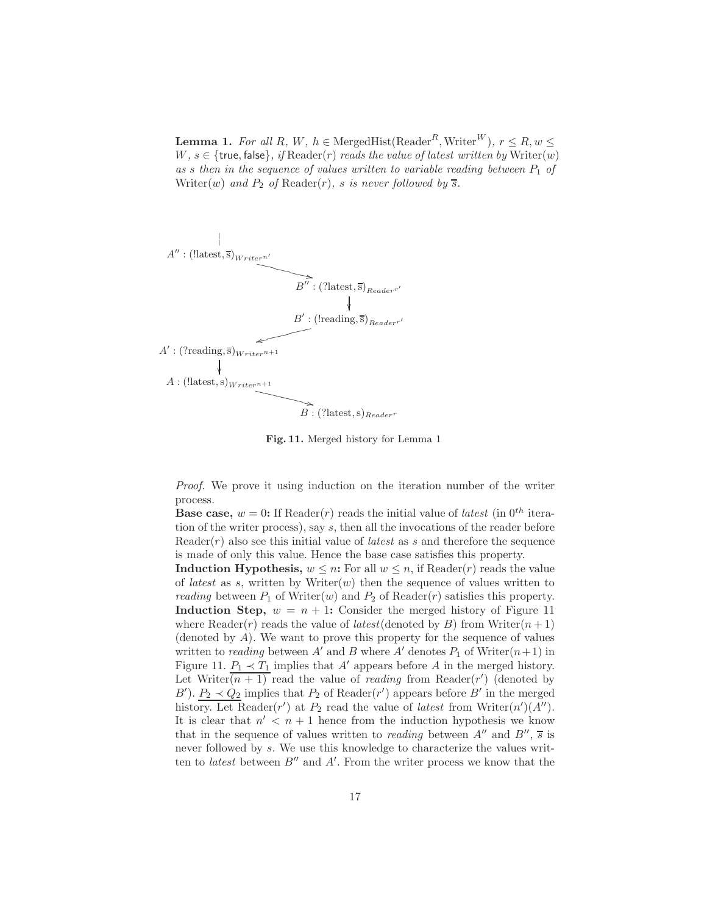**Lemma 1.** *For all $R$, $W$, $h \in \text{MergedHist}(\text{Reader}^R, \text{Writer}^W)$, $r \leq R, w \leq W$, $s \in \{\mathsf{true}, \mathsf{false}\}$, if* $\text{Reader}(r)$ *reads the value of latest written by* $\text{Writer}(w)$ *as* $s$ *then in the sequence of values written to variable reading between* $P_1$ *of* $\text{Writer}(w)$ *and* $P_2$ *of* $\text{Reader}(r)$*,* $s$ *is never followed by* $\overline{s}$*.*

$A'' : (!\text{latest}, \overline{\text{s}})_{Writer^{n'}}$

$B'' : (?\text{latest}, \overline{\text{s}})_{Reader^{r'}}$

$B' : (!\text{reading}, \overline{\text{s}})_{Reader^{r'}}$

$A' : (?\text{reading}, \overline{\text{s}})_{Writer^{n+1}}$

$A : (!\text{latest}, \text{s})_{Writer^{n+1}}$

$B : (?\text{latest}, \text{s})_{Reader^{r}}$

**Fig. 11.** Merged history for Lemma 1

*Proof.* We prove it using induction on the iteration number of the writer process.

**Base case, $w = 0$:** If $\text{Reader}(r)$ reads the initial value of *latest* (in $0^{th}$ iteration of the writer process), say $s$, then all the invocations of the reader before $\text{Reader}(r)$ also see this initial value of *latest* as $s$ and therefore the sequence is made of only this value. Hence the base case satisfies this property.

**Induction Hypothesis, $w \leq n$:** For all $w \leq n$, if $\text{Reader}(r)$ reads the value of *latest* as $s$, written by $\text{Writer}(w)$ then the sequence of values written to *reading* between $P_1$ of $\text{Writer}(w)$ and $P_2$ of $\text{Reader}(r)$ satisfies this property.

**Induction Step, $w = n + 1$:** Consider the merged history of Figure 11 where $\text{Reader}(r)$ reads the value of *latest*(denoted by $B$) from $\text{Writer}(n+1)$ (denoted by $A$). We want to prove this property for the sequence of values written to *reading* between $A'$ and $B$ where $A'$ denotes $P_1$ of $\text{Writer}(n+1)$ in Figure 11. $\underline{P_1 \prec T_1}$ implies that $A'$ appears before $A$ in the merged history. Let $\text{Writer}\underline{(n+1)}$ read the value of *reading* from $\text{Reader}(r')$ (denoted by $B'$). $\underline{P_2 \prec Q_2}$ implies that $P_2$ of $\text{Reader}(r')$ appears before $B'$ in the merged history. Let $\text{Reader}(r')$ at $P_2$ read the value of *latest* from $\text{Writer}(n')(A'')$. It is clear that $n' < n + 1$ hence from the induction hypothesis we know that in the sequence of values written to *reading* between $A''$ and $B''$, $\overline{s}$ is never followed by $s$. We use this knowledge to characterize the values written to *latest* between $B''$ and $A'$. From the writer process we know that the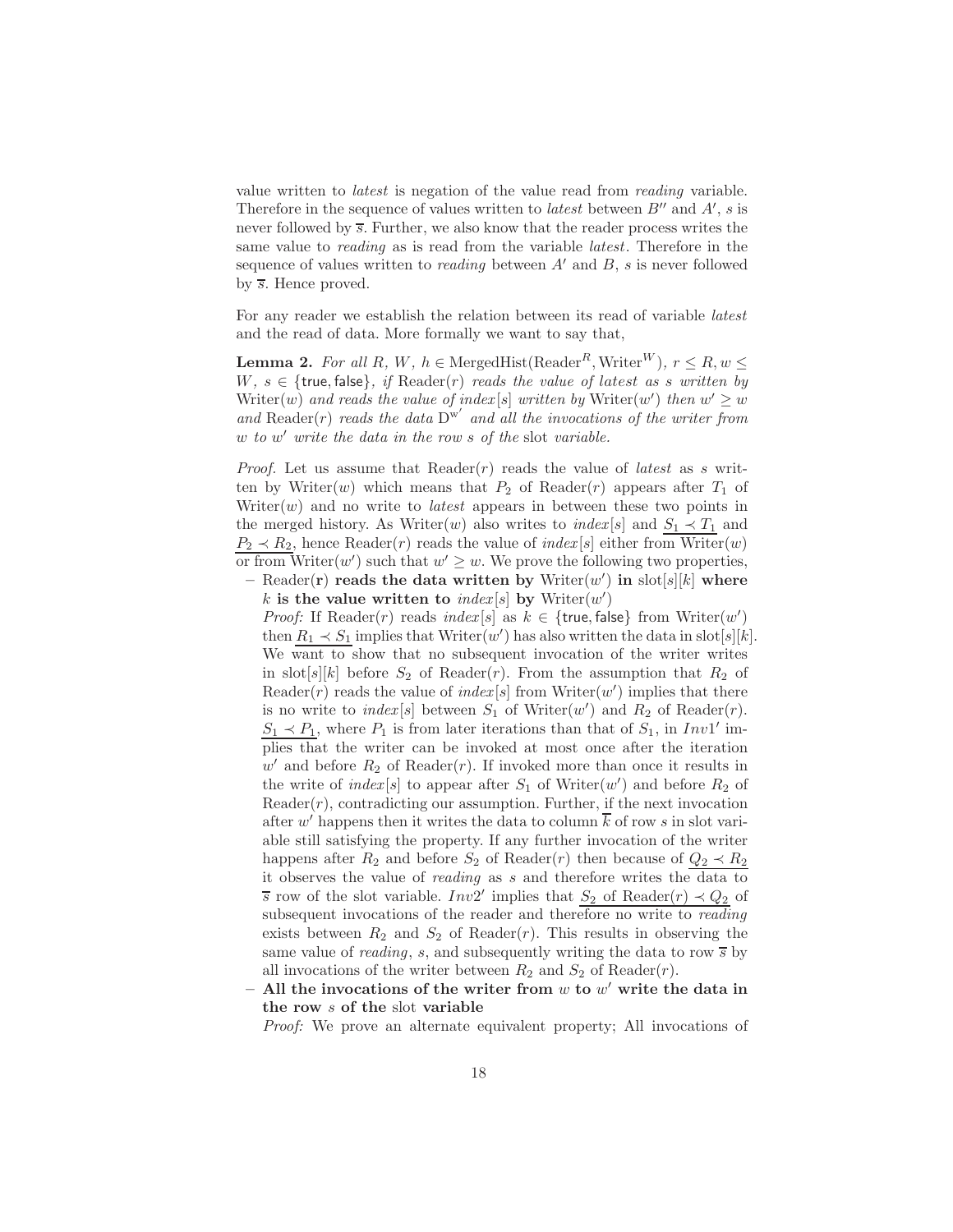value written to *latest* is negation of the value read from *reading* variable. Therefore in the sequence of values written to *latest* between $B''$ and $A'$, $s$ is never followed by $\overline{s}$. Further, we also know that the reader process writes the same value to *reading* as is read from the variable *latest*. Therefore in the sequence of values written to *reading* between $A'$ and $B$, $s$ is never followed by $\overline{s}$. Hence proved.

For any reader we establish the relation between its read of variable *latest* and the read of data. More formally we want to say that,

**Lemma 2.** *For all $R$, $W$, $h \in \text{MergedHist}(\text{Reader}^R, \text{Writer}^W)$, $r \leq R, w \leq W$, $s \in \{\mathsf{true}, \mathsf{false}\}$, if $\text{Reader}(r)$ reads the value of latest as $s$ written by $\text{Writer}(w)$ and reads the value of $index[s]$ written by $\text{Writer}(w')$ then $w' \geq w$ and $\text{Reader}(r)$ reads the data $\text{D}^{\text{w}'}$ and all the invocations of the writer from $w$ to $w'$ write the data in the row $s$ of the* slot *variable.*

*Proof.* Let us assume that $\text{Reader}(r)$ reads the value of *latest* as $s$ written by $\text{Writer}(w)$ which means that $P_2$ of $\text{Reader}(r)$ appears after $T_1$ of $\text{Writer}(w)$ and no write to *latest* appears in between these two points in the merged history. As $\text{Writer}(w)$ also writes to $index[s]$ and $\underline{S_1 \prec T_1}$ and $\underline{P_2 \prec R_2}$, hence $\text{Reader}(r)$ reads the value of $index[s]$ either from $\text{Writer}(w)$ or from $\text{Writer}(w')$ such that $w' \geq w$. We prove the following two properties,

- **$\text{Reader}(\mathbf{r})$ reads the data written by $\text{Writer}(w')$ in $\text{slot}[s][k]$ where $k$ is the value written to $index[s]$ by $\text{Writer}(w')$**
  *Proof:* If $\text{Reader}(r)$ reads $index[s]$ as $k \in \{\mathsf{true}, \mathsf{false}\}$ from $\text{Writer}(w')$ then $\underline{R_1 \prec S_1}$ implies that $\text{Writer}(w')$ has also written the data in $\text{slot}[s][k]$. We want to show that no subsequent invocation of the writer writes in $\text{slot}[s][k]$ before $S_2$ of $\text{Reader}(r)$. From the assumption that $R_2$ of $\text{Reader}(r)$ reads the value of $index[s]$ from $\text{Writer}(w')$ implies that there is no write to $index[s]$ between $S_1$ of $\text{Writer}(w')$ and $R_2$ of $\text{Reader}(r)$. $\underline{S_1 \prec P_1}$, where $P_1$ is from later iterations than that of $S_1$, in $Inv1'$ implies that the writer can be invoked at most once after the iteration $w'$ and before $R_2$ of $\text{Reader}(r)$. If invoked more than once it results in the write of $index[s]$ to appear after $S_1$ of $\text{Writer}(w')$ and before $R_2$ of $\text{Reader}(r)$, contradicting our assumption. Further, if the next invocation after $w'$ happens then it writes the data to column $\overline{k}$ of row $s$ in slot variable still satisfying the property. If any further invocation of the writer happens after $R_2$ and before $S_2$ of $\text{Reader}(r)$ then because of $\underline{Q_2 \prec R_2}$ it observes the value of *reading* as $s$ and therefore writes the data to $\overline{s}$ row of the slot variable. $Inv2'$ implies that $\underline{S_2 \text{ of } \text{Reader}(r) \prec Q_2}$ of subsequent invocations of the reader and therefore no write to *reading* exists between $R_2$ and $S_2$ of $\text{Reader}(r)$. This results in observing the same value of *reading*, $s$, and subsequently writing the data to row $\overline{s}$ by all invocations of the writer between $R_2$ and $S_2$ of $\text{Reader}(r)$.
- **All the invocations of the writer from $w$ to $w'$ write the data in the row $s$ of the** slot **variable**
  *Proof:* We prove an alternate equivalent property; All invocations of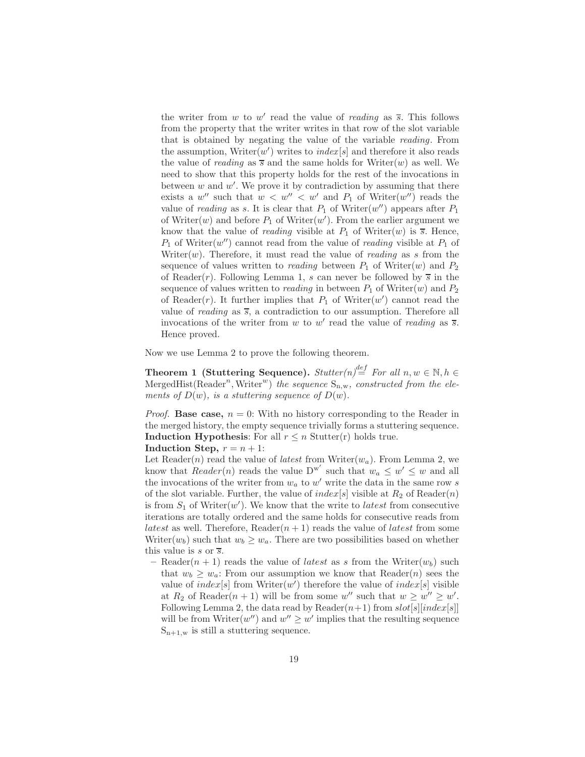the writer from $w$ to $w'$ read the value of *reading* as $\overline{s}$. This follows from the property that the writer writes in that row of the slot variable that is obtained by negating the value of the variable *reading*. From the assumption, Writer($w'$) writes to *index*[$s$] and therefore it also reads the value of *reading* as $\overline{s}$ and the same holds for Writer($w$) as well. We need to show that this property holds for the rest of the invocations in between $w$ and $w'$. We prove it by contradiction by assuming that there exists a $w''$ such that $w < w'' < w'$ and $P_1$ of Writer($w''$) reads the value of *reading* as $s$. It is clear that $P_1$ of Writer($w''$) appears after $P_1$ of Writer($w$) and before $P_1$ of Writer($w'$). From the earlier argument we know that the value of *reading* visible at $P_1$ of Writer($w$) is $\overline{s}$. Hence, $P_1$ of Writer($w''$) cannot read from the value of *reading* visible at $P_1$ of Writer($w$). Therefore, it must read the value of *reading* as $s$ from the sequence of values written to *reading* between $P_1$ of Writer($w$) and $P_2$ of Reader($r$). Following Lemma 1, $s$ can never be followed by $\overline{s}$ in the sequence of values written to *reading* in between $P_1$ of Writer($w$) and $P_2$ of Reader($r$). It further implies that $P_1$ of Writer($w'$) cannot read the value of *reading* as $\overline{s}$, a contradiction to our assumption. Therefore all invocations of the writer from $w$ to $w'$ read the value of *reading* as $\overline{s}$. Hence proved.

Now we use Lemma 2 to prove the following theorem.

**Theorem 1 (Stuttering Sequence).** *Stutter(n)* $\stackrel{def}{=}$ *For all* $n, w \in \mathbb{N}, h \in$ MergedHist(Reader$^n$, Writer$^w$) *the sequence* $\mathrm{S_{n,w}}$*, constructed from the elements of* $D(w)$*, is a stuttering sequence of* $D(w)$.

*Proof.* **Base case,** $n = 0$: With no history corresponding to the Reader in the merged history, the empty sequence trivially forms a stuttering sequence.
**Induction Hypothesis**: For all $r \leq n$ Stutter(r) holds true.
**Induction Step,** $r = n + 1$:
Let Reader($n$) read the value of *latest* from Writer($w_a$). From Lemma 2, we know that *Reader*($n$) reads the value $\mathrm{D^{w'}}$ such that $w_a \leq w' \leq w$ and all the invocations of the writer from $w_a$ to $w'$ write the data in the same row $s$ of the slot variable. Further, the value of *index*[$s$] visible at $R_2$ of Reader($n$) is from $S_1$ of Writer($w'$). We know that the write to *latest* from consecutive iterations are totally ordered and the same holds for consecutive reads from *latest* as well. Therefore, Reader($n+1$) reads the value of *latest* from some Writer($w_b$) such that $w_b \geq w_a$. There are two possibilities based on whether this value is $s$ or $\overline{s}$.

- Reader($n + 1$) reads the value of *latest* as $s$ from the Writer($w_b$) such that $w_b \geq w_a$: From our assumption we know that Reader($n$) sees the value of *index*[$s$] from Writer($w'$) therefore the value of *index*[$s$] visible at $R_2$ of Reader($n + 1$) will be from some $w''$ such that $w \geq w'' \geq w'$. Following Lemma 2, the data read by Reader($n+1$) from *slot*[$s$][*index*[$s$]] will be from Writer($w''$) and $w'' \geq w'$ implies that the resulting sequence $\mathrm{S_{n+1,w}}$ is still a stuttering sequence.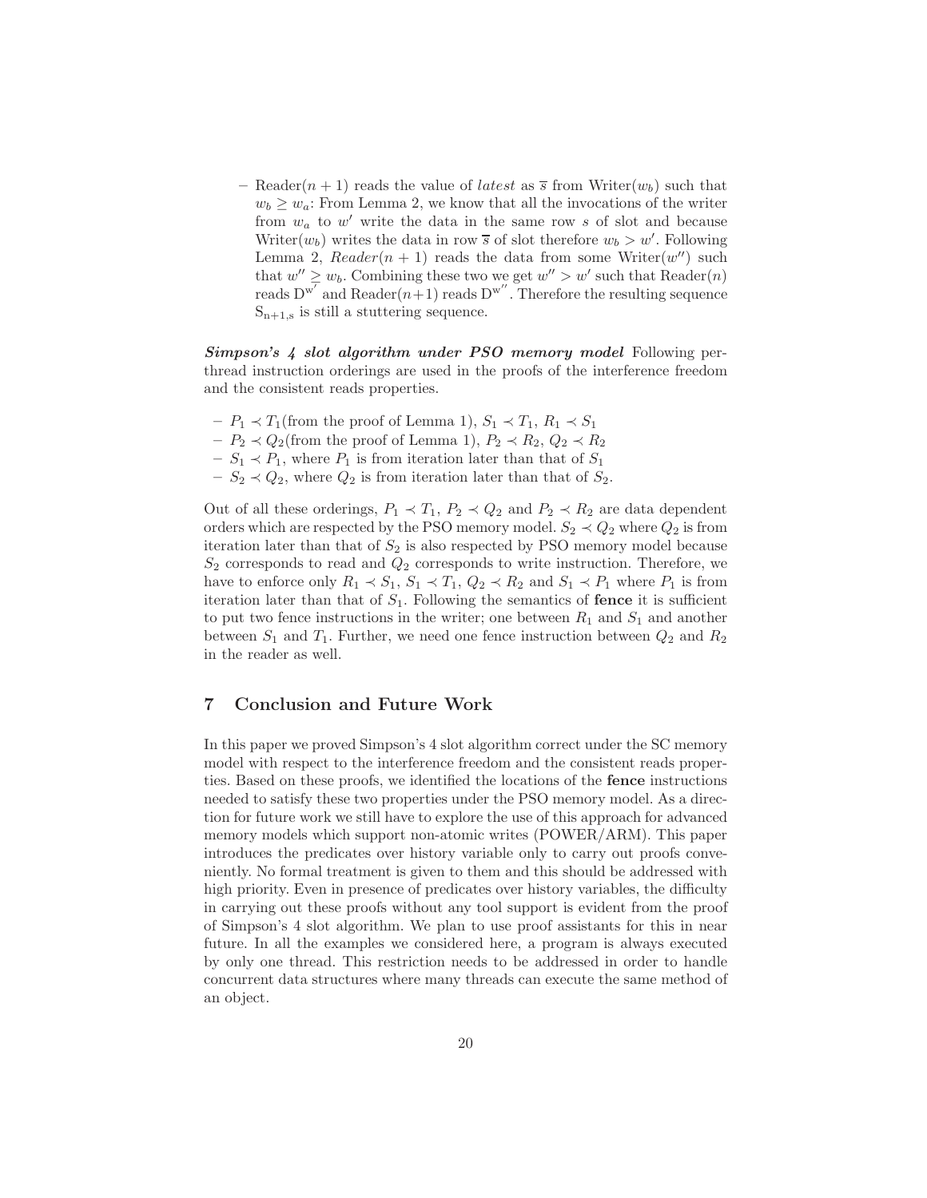- Reader$(n+1)$ reads the value of *latest* as $\overline{s}$ from Writer$(w_b)$ such that $w_b \geq w_a$: From Lemma 2, we know that all the invocations of the writer from $w_a$ to $w'$ write the data in the same row $s$ of slot and because Writer$(w_b)$ writes the data in row $\overline{s}$ of slot therefore $w_b > w'$. Following Lemma 2, *Reader*$(n+1)$ reads the data from some Writer$(w'')$ such that $w'' \geq w_b$. Combining these two we get $w'' > w'$ such that Reader$(n)$ reads $\mathrm{D}^{\mathrm{w}'}$ and Reader$(n+1)$ reads $\mathrm{D}^{\mathrm{w}''}$. Therefore the resulting sequence $\mathrm{S}_{\mathrm{n+1,s}}$ is still a stuttering sequence.

***Simpson's 4 slot algorithm under PSO memory model*** Following per-thread instruction orderings are used in the proofs of the interference freedom and the consistent reads properties.

- $P_1 \prec T_1$(from the proof of Lemma 1), $S_1 \prec T_1$, $R_1 \prec S_1$
- $P_2 \prec Q_2$(from the proof of Lemma 1), $P_2 \prec R_2$, $Q_2 \prec R_2$
- $S_1 \prec P_1$, where $P_1$ is from iteration later than that of $S_1$
- $S_2 \prec Q_2$, where $Q_2$ is from iteration later than that of $S_2$.

Out of all these orderings, $P_1 \prec T_1$, $P_2 \prec Q_2$ and $P_2 \prec R_2$ are data dependent orders which are respected by the PSO memory model. $S_2 \prec Q_2$ where $Q_2$ is from iteration later than that of $S_2$ is also respected by PSO memory model because $S_2$ corresponds to read and $Q_2$ corresponds to write instruction. Therefore, we have to enforce only $R_1 \prec S_1$, $S_1 \prec T_1$, $Q_2 \prec R_2$ and $S_1 \prec P_1$ where $P_1$ is from iteration later than that of $S_1$. Following the semantics of **fence** it is sufficient to put two fence instructions in the writer; one between $R_1$ and $S_1$ and another between $S_1$ and $T_1$. Further, we need one fence instruction between $Q_2$ and $R_2$ in the reader as well.

## 7 Conclusion and Future Work

In this paper we proved Simpson's 4 slot algorithm correct under the SC memory model with respect to the interference freedom and the consistent reads properties. Based on these proofs, we identified the locations of the **fence** instructions needed to satisfy these two properties under the PSO memory model. As a direction for future work we still have to explore the use of this approach for advanced memory models which support non-atomic writes (POWER/ARM). This paper introduces the predicates over history variable only to carry out proofs conveniently. No formal treatment is given to them and this should be addressed with high priority. Even in presence of predicates over history variables, the difficulty in carrying out these proofs without any tool support is evident from the proof of Simpson's 4 slot algorithm. We plan to use proof assistants for this in near future. In all the examples we considered here, a program is always executed by only one thread. This restriction needs to be addressed in order to handle concurrent data structures where many threads can execute the same method of an object.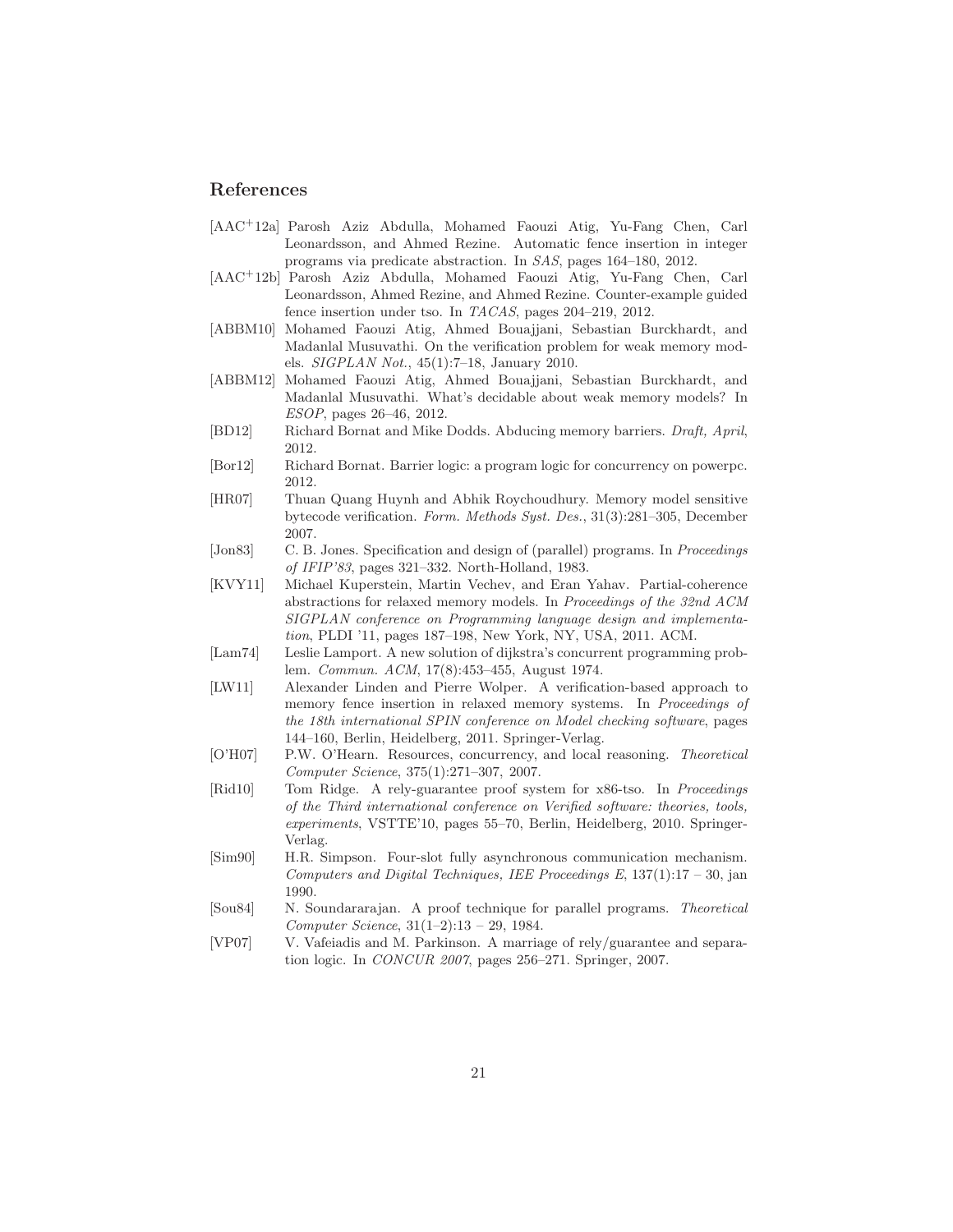## References

[AAC+12a] Parosh Aziz Abdulla, Mohamed Faouzi Atig, Yu-Fang Chen, Carl Leonardsson, and Ahmed Rezine. Automatic fence insertion in integer programs via predicate abstraction. In *SAS*, pages 164–180, 2012.

[AAC+12b] Parosh Aziz Abdulla, Mohamed Faouzi Atig, Yu-Fang Chen, Carl Leonardsson, Ahmed Rezine, and Ahmed Rezine. Counter-example guided fence insertion under tso. In *TACAS*, pages 204–219, 2012.

[ABBM10] Mohamed Faouzi Atig, Ahmed Bouajjani, Sebastian Burckhardt, and Madanlal Musuvathi. On the verification problem for weak memory models. *SIGPLAN Not.*, 45(1):7–18, January 2010.

[ABBM12] Mohamed Faouzi Atig, Ahmed Bouajjani, Sebastian Burckhardt, and Madanlal Musuvathi. What's decidable about weak memory models? In *ESOP*, pages 26–46, 2012.

[BD12] Richard Bornat and Mike Dodds. Abducing memory barriers. *Draft, April*, 2012.

[Bor12] Richard Bornat. Barrier logic: a program logic for concurrency on powerpc. 2012.

[HR07] Thuan Quang Huynh and Abhik Roychoudhury. Memory model sensitive bytecode verification. *Form. Methods Syst. Des.*, 31(3):281–305, December 2007.

[Jon83] C. B. Jones. Specification and design of (parallel) programs. In *Proceedings of IFIP'83*, pages 321–332. North-Holland, 1983.

[KVY11] Michael Kuperstein, Martin Vechev, and Eran Yahav. Partial-coherence abstractions for relaxed memory models. In *Proceedings of the 32nd ACM SIGPLAN conference on Programming language design and implementation*, PLDI '11, pages 187–198, New York, NY, USA, 2011. ACM.

[Lam74] Leslie Lamport. A new solution of dijkstra's concurrent programming problem. *Commun. ACM*, 17(8):453–455, August 1974.

[LW11] Alexander Linden and Pierre Wolper. A verification-based approach to memory fence insertion in relaxed memory systems. In *Proceedings of the 18th international SPIN conference on Model checking software*, pages 144–160, Berlin, Heidelberg, 2011. Springer-Verlag.

[O'H07] P.W. O'Hearn. Resources, concurrency, and local reasoning. *Theoretical Computer Science*, 375(1):271–307, 2007.

[Rid10] Tom Ridge. A rely-guarantee proof system for x86-tso. In *Proceedings of the Third international conference on Verified software: theories, tools, experiments*, VSTTE'10, pages 55–70, Berlin, Heidelberg, 2010. Springer-Verlag.

[Sim90] H.R. Simpson. Four-slot fully asynchronous communication mechanism. *Computers and Digital Techniques, IEE Proceedings E*, 137(1):17 – 30, jan 1990.

[Sou84] N. Soundararajan. A proof technique for parallel programs. *Theoretical Computer Science*, 31(1–2):13 – 29, 1984.

[VP07] V. Vafeiadis and M. Parkinson. A marriage of rely/guarantee and separation logic. In *CONCUR 2007*, pages 256–271. Springer, 2007.